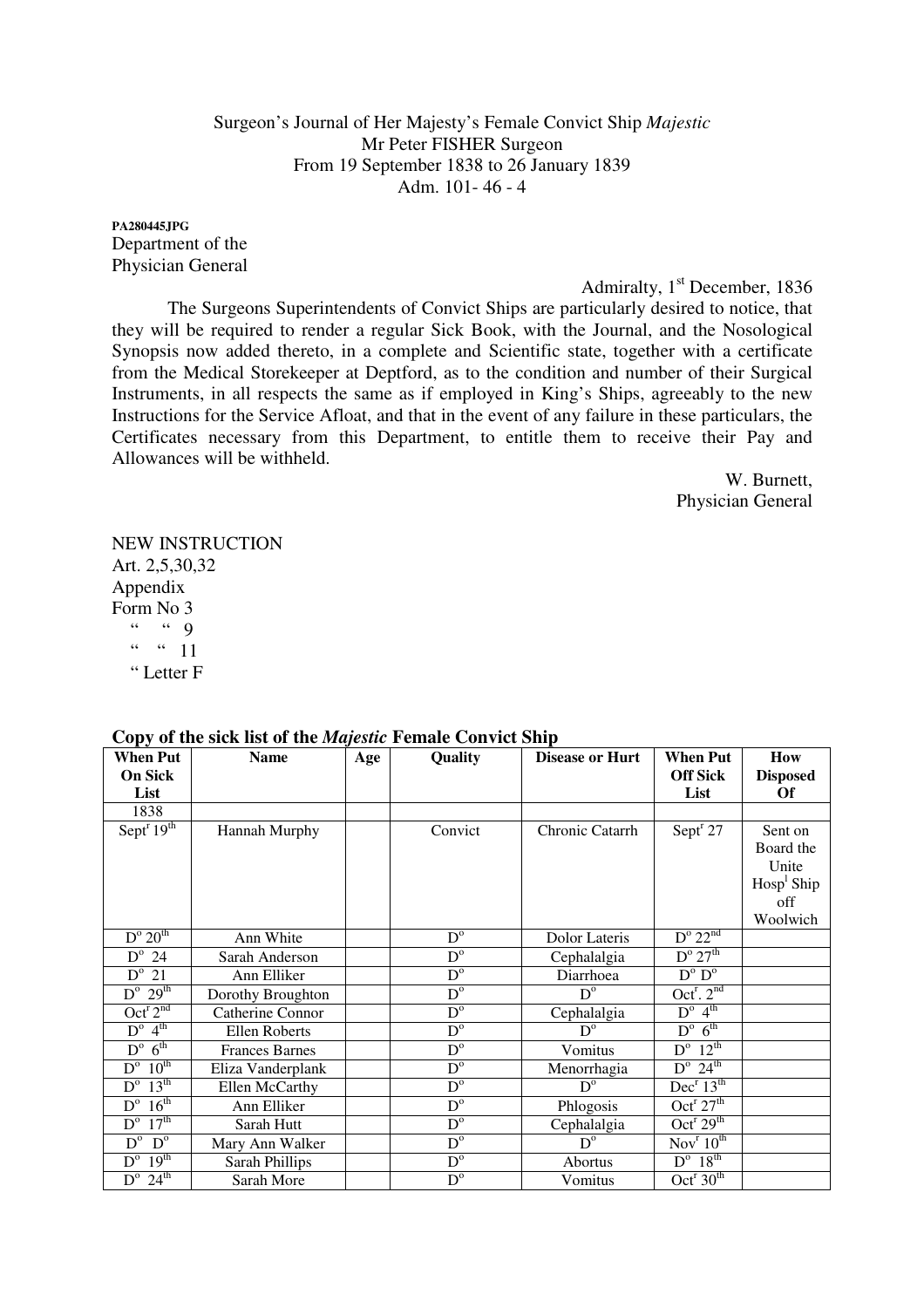Surgeon's Journal of Her Majesty's Female Convict Ship *Majestic*
Mr Peter FISHER Surgeon
From 19 September 1838 to 26 January 1839
Adm. 101- 46 - 4

**PA280445JPG**
Department of the
Physician General

Admiralty, 1st December, 1836

The Surgeons Superintendents of Convict Ships are particularly desired to notice, that they will be required to render a regular Sick Book, with the Journal, and the Nosological Synopsis now added thereto, in a complete and Scientific state, together with a certificate from the Medical Storekeeper at Deptford, as to the condition and number of their Surgical Instruments, in all respects the same as if employed in King's Ships, agreeably to the new Instructions for the Service Afloat, and that in the event of any failure in these particulars, the Certificates necessary from this Department, to entitle them to receive their Pay and Allowances will be withheld.

W. Burnett,
Physician General

NEW INSTRUCTION
Art. 2,5,30,32
Appendix
Form No 3
" " 9
" " 11
" Letter F

**Copy of the sick list of the *Majestic* Female Convict Ship**

| When Put On Sick List | Name | Age | Quality | Disease or Hurt | When Put Off Sick List | How Disposed Of |
|---|---|---|---|---|---|---|
| 1838 | | | | | | |
| Septr 19th | Hannah Murphy | | Convict | Chronic Catarrh | Septr 27 | Sent on Board the Unite Hospl Ship off Woolwich |
| Do 20th | Ann White | | Do | Dolor Lateris | Do 22nd | |
| Do 24 | Sarah Anderson | | Do | Cephalalgia | Do 27th | |
| Do 21 | Ann Elliker | | Do | Diarrhoea | Do Do | |
| Do 29th | Dorothy Broughton | | Do | Do | Octr. 2nd | |
| Octr 2nd | Catherine Connor | | Do | Cephalalgia | Do 4th | |
| Do 4th | Ellen Roberts | | Do | Do | Do 6th | |
| Do 6th | Frances Barnes | | Do | Vomitus | Do 12th | |
| Do 10th | Eliza Vanderplank | | Do | Menorrhagia | Do 24th | |
| Do 13th | Ellen McCarthy | | Do | Do | Decr 13th | |
| Do 16th | Ann Elliker | | Do | Phlogosis | Octr 27th | |
| Do 17th | Sarah Hutt | | Do | Cephalalgia | Octr 29th | |
| Do Do | Mary Ann Walker | | Do | Do | Novr 10th | |
| Do 19th | Sarah Phillips | | Do | Abortus | Do 18th | |
| Do 24th | Sarah More | | Do | Vomitus | Octr 30th | |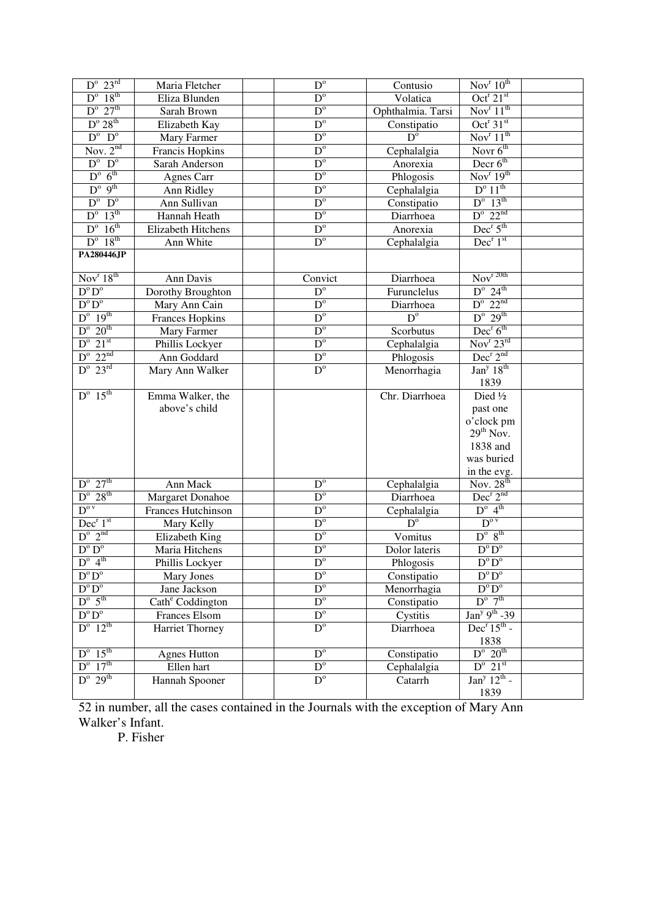| | | | | | | |
|---|---|---|---|---|---|---|
| D° 23rd | Maria Fletcher | | D° | Contusio | Novr 10th | |
| D° 18th | Eliza Blunden | | D° | Volatica | Octr 21st | |
| D° 27th | Sarah Brown | | D° | Ophthalmia. Tarsi | Novr 11th | |
| D° 28th | Elizabeth Kay | | D° | Constipatio | Octr 31st | |
| D° D° | Mary Farmer | | D° | D° | Novr 11th | |
| Nov. 2nd | Francis Hopkins | | D° | Cephalalgia | Novr 6th | |
| D° D° | Sarah Anderson | | D° | Anorexia | Decr 6th | |
| D° 6th | Agnes Carr | | D° | Phlogosis | Novr 19th | |
| D° 9th | Ann Ridley | | D° | Cephalalgia | D° 11th | |
| D° D° | Ann Sullivan | | D° | Constipatio | D° 13th | |
| D° 13th | Hannah Heath | | D° | Diarrhoea | D° 22nd | |
| D° 16th | Elizabeth Hitchens | | D° | Anorexia | Decr 5th | |
| D° 18th | Ann White | | D° | Cephalalgia | Decr 1st | |
| **PA280446JP** | | | | | | |
| Novr 18th | Ann Davis | | Convict | Diarrhoea | Novr 20th | |
| D° D° | Dorothy Broughton | | D° | Furunclelus | D° 24th | |
| D° D° | Mary Ann Cain | | D° | Diarrhoea | D° 22nd | |
| D° 19th | Frances Hopkins | | D° | D° | D° 29th | |
| D° 20th | Mary Farmer | | D° | Scorbutus | Decr 6th | |
| D° 21st | Phillis Lockyer | | D° | Cephalalgia | Novr 23rd | |
| D° 22nd | Ann Goddard | | D° | Phlogosis | Decr 2nd | |
| D° 23rd | Mary Ann Walker | | D° | Menorrhagia | Jany 18th 1839 | |
| D° 15th | Emma Walker, the above's child | | | Chr. Diarrhoea | Died ½ past one o'clock pm 29th Nov. 1838 and was buried in the evg. | |
| D° 27th | Ann Mack | | D° | Cephalalgia | Nov. 28th | |
| D° 28th | Margaret Donahoe | | D° | Diarrhoea | Decr 2nd | |
| D° v | Frances Hutchinson | | D° | Cephalalgia | D° 4th | |
| Decr 1st | Mary Kelly | | D° | D° | D° v | |
| D° 2nd | Elizabeth King | | D° | Vomitus | D° 8th | |
| D° D° | Maria Hitchens | | D° | Dolor lateris | D° D° | |
| D° 4th | Phillis Lockyer | | D° | Phlogosis | D° D° | |
| D° D° | Mary Jones | | D° | Constipatio | D° D° | |
| D° D° | Jane Jackson | | D° | Menorrhagia | D° D° | |
| D° 5th | Cathe Coddington | | D° | Constipatio | D° 7th | |
| D° D° | Frances Elsom | | D° | Cystitis | Jany 9th -39 | |
| D° 12th | Harriet Thorney | | D° | Diarrhoea | Decr 15th - 1838 | |
| D° 15th | Agnes Hutton | | D° | Constipatio | D° 20th | |
| D° 17th | Ellen hart | | D° | Cephalalgia | D° 21st | |
| D° 29th | Hannah Spooner | | D° | Catarrh | Jany 12th - 1839 | |

52 in number, all the cases contained in the Journals with the exception of Mary Ann Walker's Infant.

P. Fisher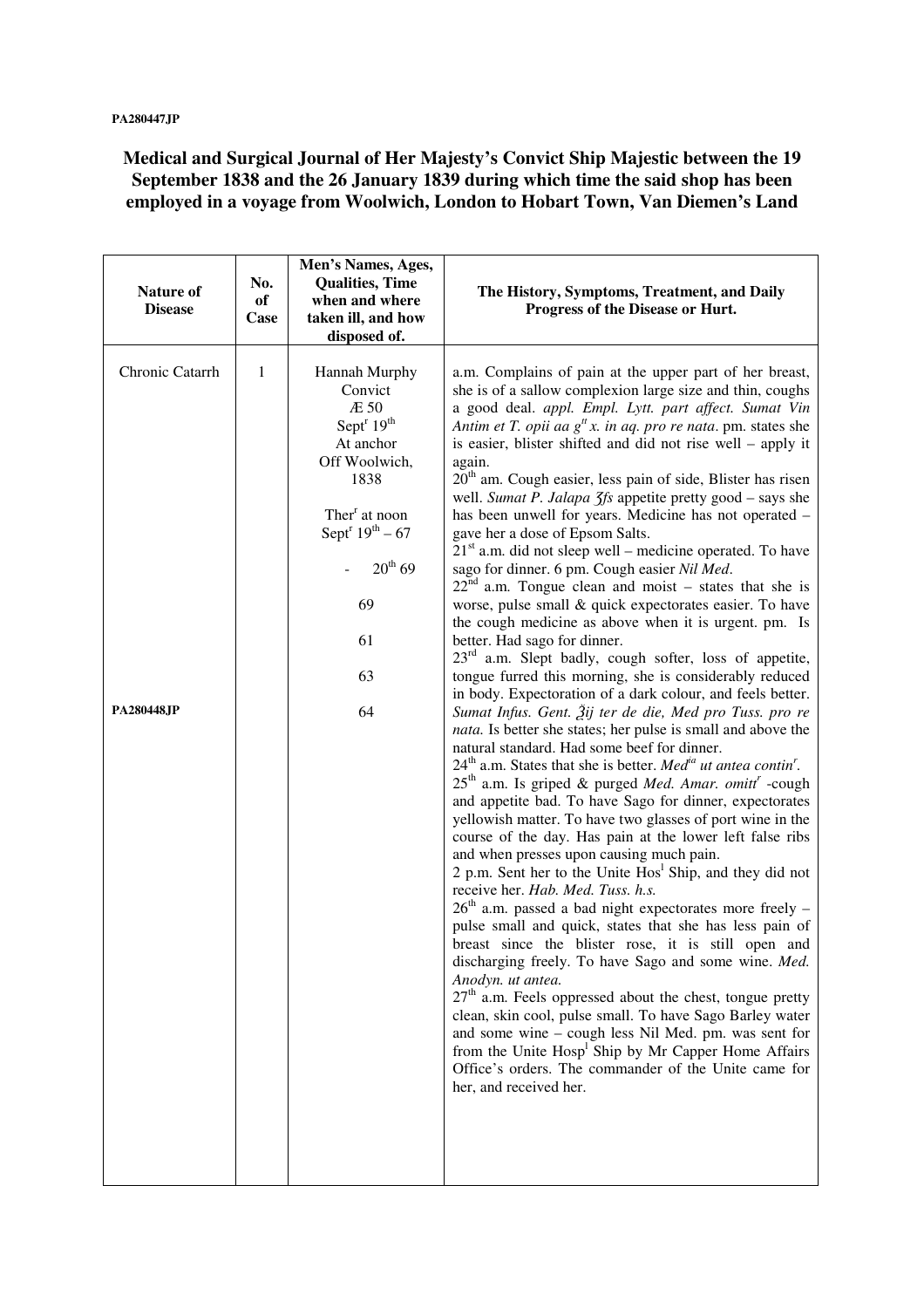PA280447JP

# Medical and Surgical Journal of Her Majesty's Convict Ship Majestic between the 19 September 1838 and the 26 January 1839 during which time the said shop has been employed in a voyage from Woolwich, London to Hobart Town, Van Diemen's Land

| Nature of Disease | No. of Case | Men's Names, Ages, Qualities, Time when and where taken ill, and how disposed of. | The History, Symptoms, Treatment, and Daily Progress of the Disease or Hurt. |
|---|---|---|---|
| Chronic Catarrh<br><br>PA280448JP | 1 | Hannah Murphy<br>Convict<br>Æ 50<br>Sept[r] 19[th]<br>At anchor<br>Off Woolwich,<br>1838<br><br>Ther[r] at noon<br>Sept[r] 19[th] – 67<br>- 20[th] 69<br>69<br>61<br>63<br>64 | a.m. Complains of pain at the upper part of her breast, she is of a sallow complexion large size and thin, coughs a good deal. *appl. Empl. Lytt. part affect. Sumat Vin Antim et T. opii aa g[tt] x. in aq. pro re nata*. pm. states she is easier, blister shifted and did not rise well – apply it again.<br>20[th] am. Cough easier, less pain of side, Blister has risen well. *Sumat P. Jalapa ʒfs* appetite pretty good – says she has been unwell for years. Medicine has not operated – gave her a dose of Epsom Salts.<br>21[st] a.m. did not sleep well – medicine operated. To have sago for dinner. 6 pm. Cough easier *Nil Med*.<br>22[nd] a.m. Tongue clean and moist – states that she is worse, pulse small & quick expectorates easier. To have the cough medicine as above when it is urgent. pm. Is better. Had sago for dinner.<br>23[rd] a.m. Slept badly, cough softer, loss of appetite, tongue furred this morning, she is considerably reduced in body. Expectoration of a dark colour, and feels better. *Sumat Infus. Gent. ℥ij ter de die, Med pro Tuss. pro re nata.* Is better she states; her pulse is small and above the natural standard. Had some beef for dinner.<br>24[th] a.m. States that she is better. *Med[ia] ut antea contin[r]*.<br>25[th] a.m. Is griped & purged *Med. Amar. omitt[r]* -cough and appetite bad. To have Sago for dinner, expectorates yellowish matter. To have two glasses of port wine in the course of the day. Has pain at the lower left false ribs and when presses upon causing much pain.<br>2 p.m. Sent her to the Unite Hos[l] Ship, and they did not receive her. *Hab. Med. Tuss. h.s.*<br>26[th] a.m. passed a bad night expectorates more freely – pulse small and quick, states that she has less pain of breast since the blister rose, it is still open and discharging freely. To have Sago and some wine. *Med. Anodyn. ut antea.*<br>27[th] a.m. Feels oppressed about the chest, tongue pretty clean, skin cool, pulse small. To have Sago Barley water and some wine – cough less Nil Med. pm. was sent for from the Unite Hosp[l] Ship by Mr Capper Home Affairs Office's orders. The commander of the Unite came for her, and received her. |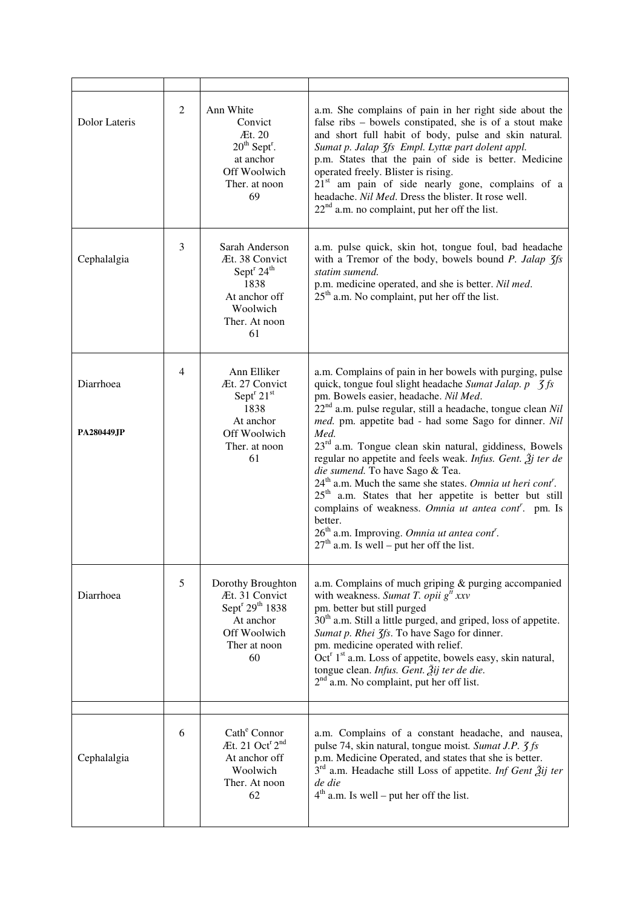| | | | |
|---|---|---|---|
| Dolor Lateris | 2 | Ann White Convict Æt. 20 $20^{th}$ Sept$^{r}$. at anchor Off Woolwich Ther. at noon 69 | a.m. She complains of pain in her right side about the false ribs – bowels constipated, she is of a stout make and short full habit of body, pulse and skin natural. *Sumat p. Jalap ʒſs Empl. Lyttæ part dolent appl.* p.m. States that the pain of side is better. Medicine operated freely. Blister is rising. $21^{st}$ am pain of side nearly gone, complains of a headache. *Nil Med*. Dress the blister. It rose well. $22^{nd}$ a.m. no complaint, put her off the list. |
| Cephalalgia | 3 | Sarah Anderson Æt. 38 Convict Sept$^{r}$ $24^{th}$ 1838 At anchor off Woolwich Ther. At noon 61 | a.m. pulse quick, skin hot, tongue foul, bad headache with a Tremor of the body, bowels bound *P. Jalap ʒſs statim sumend.* p.m. medicine operated, and she is better. *Nil med*. $25^{th}$ a.m. No complaint, put her off the list. |
| Diarrhoea<br><br>**PA280449JP** | 4 | Ann Elliker Æt. 27 Convict Sept$^{r}$ $21^{st}$ 1838 At anchor Off Woolwich Ther. at noon 61 | a.m. Complains of pain in her bowels with purging, pulse quick, tongue foul slight headache *Sumat Jalap. p ʒſs* pm. Bowels easier, headache. *Nil Med*. $22^{nd}$ a.m. pulse regular, still a headache, tongue clean *Nil med.* pm. appetite bad - had some Sago for dinner. *Nil Med.* $23^{rd}$ a.m. Tongue clean skin natural, giddiness, Bowels regular no appetite and feels weak. *Infus. Gent. ℥j ter de die sumend.* To have Sago & Tea. $24^{th}$ a.m. Much the same she states. *Omnia ut heri cont$^{r}$.* $25^{th}$ a.m. States that her appetite is better but still complains of weakness. *Omnia ut antea cont$^{r}$.* pm. Is better. $26^{th}$ a.m. Improving. *Omnia ut antea cont$^{r}$.* $27^{th}$ a.m. Is well – put her off the list. |
| Diarrhoea | 5 | Dorothy Broughton Æt. 31 Convict Sept$^{r}$ $29^{th}$ 1838 At anchor Off Woolwich Ther at noon 60 | a.m. Complains of much griping & purging accompanied with weakness. *Sumat T. opii g$^{tt}$ xxv* pm. better but still purged $30^{th}$ a.m. Still a little purged, and griped, loss of appetite. *Sumat p. Rhei ʒſs*. To have Sago for dinner. pm. medicine operated with relief. Oct$^{r}$ $1^{st}$ a.m. Loss of appetite, bowels easy, skin natural, tongue clean. *Infus. Gent. ℥ij ter de die.* $2^{nd}$ a.m. No complaint, put her off list. |
| | | | |
| Cephalalgia | 6 | Cath$^{e}$ Connor Æt. 21 Oct$^{r}$ $2^{nd}$ At anchor off Woolwich Ther. At noon 62 | a.m. Complains of a constant headache, and nausea, pulse 74, skin natural, tongue moist. *Sumat J.P. ʒ fs* p.m. Medicine Operated, and states that she is better. $3^{rd}$ a.m. Headache still Loss of appetite. *Inf Gent ℥ij ter de die* $4^{th}$ a.m. Is well – put her off the list. |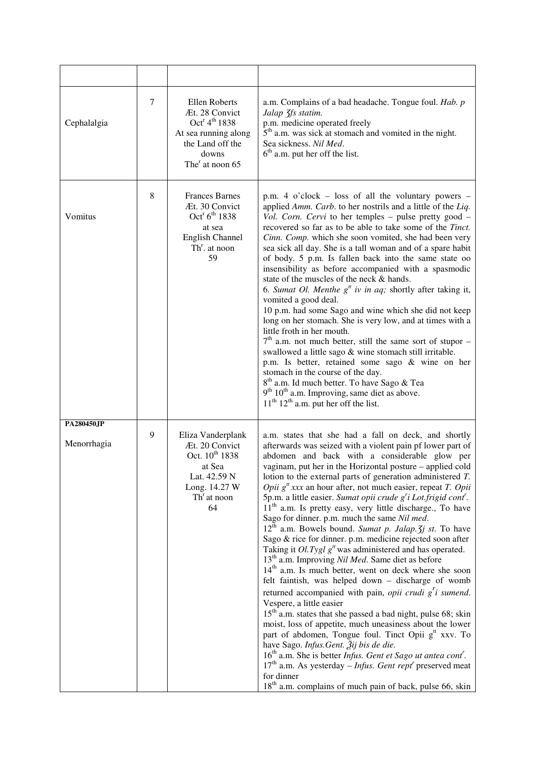| | | | |
|---|---|---|---|
| Cephalalgia | 7 | Ellen Roberts<br>Æt. 28 Convict<br>Oct$^{r}$ 4$^{th}$ 1838<br>At sea running along the Land off the downs<br>The$^{r}$ at noon 65 | a.m. Complains of a bad headache. Tongue foul. *Hab. p Jalap ʒſs statim.*<br>p.m. medicine operated freely<br>5$^{th}$ a.m. was sick at stomach and vomited in the night. Sea sickness. *Nil Med*.<br>6$^{th}$ a.m. put her off the list. |
| Vomitus | 8 | Frances Barnes<br>Æt. 30 Convict<br>Oct$^{r}$ 6$^{th}$ 1838<br>at sea<br>English Channel<br>Th$^{r}$. at noon<br>59 | p.m. 4 o'clock – loss of all the voluntary powers – applied *Amm. Carb*. to her nostrils and a little of the *Liq. Vol. Corn. Cervi* to her temples – pulse pretty good – recovered so far as to be able to take some of the *Tinct. Cinn. Comp.* which she soon vomited, she had been very sea sick all day. She is a tall woman and of a spare habit of body. 5 p.m. Is fallen back into the same state oo insensibility as before accompanied with a spasmodic state of the muscles of the neck & hands.<br>6. *Sumat Ol. Menthe g$^{tt}$ iv in aq;* shortly after taking it, vomited a good deal.<br>10 p.m. had some Sago and wine which she did not keep long on her stomach. She is very low, and at times with a little froth in her mouth.<br>7$^{th}$ a.m. not much better, still the same sort of stupor – swallowed a little sago & wine stomach still irritable.<br>p.m. Is better, retained some sago & wine on her stomach in the course of the day.<br>8$^{th}$ a.m. Id much better. To have Sago & Tea<br>9$^{th}$ 10$^{th}$ a.m. Improving, same diet as above.<br>11$^{th}$ 12$^{th}$ a.m. put her off the list. |
| **PA280450JP**<br><br>Menorrhagia | 9 | Eliza Vanderplank<br>Æt. 20 Convict<br>Oct. 10$^{th}$ 1838<br>at Sea<br>Lat. 42.59 N<br>Long. 14.27 W<br>Th$^{r}$ at noon<br>64 | a.m. states that she had a fall on deck, and shortly afterwards was seized with a violent pain pf lower part of abdomen and back with a considerable glow per vaginam, put her in the Horizontal posture – applied cold lotion to the external parts of generation administered *T. Opii g$^{tt}$ xxx* an hour after, not much easier, repeat *T. Opii* 5p.m. a little easier. *Sumat opii crude g$^{r}$i Lot.frigid cont$^{r}$.*<br>11$^{th}$ a.m. Is pretty easy, very little discharge., To have Sago for dinner. p.m. much the same *Nil med*.<br>12$^{th}$ a.m. Bowels bound. *Sumat p. Jalap.ʒj st.* To have Sago & rice for dinner. p.m. medicine rejected soon after Taking it *Ol.Tygl g$^{tt}$* was administered and has operated.<br>13$^{th}$ a.m. Improving *Nil Med*. Same diet as before<br>14$^{th}$ a.m. Is much better, went on deck where she soon felt faintish, was helped down – discharge of womb returned accompanied with pain, *opii crudi g$^{r}$i sumend*. Vespere, a little easier<br>15$^{th}$ a.m. states that she passed a bad night, pulse 68; skin moist, loss of appetite, much uneasiness about the lower part of abdomen, Tongue foul. Tinct Opii g$^{tt}$ xxv. To have Sago. *Infus.Gent. ℥ij bis de die*.<br>16$^{th}$ a.m. She is better *Infus. Gent et Sago ut antea cont$^{r}$*.<br>17$^{th}$ a.m. As yesterday – *Infus. Gent rept$^{r}$* preserved meat for dinner<br>18$^{th}$ a.m. complains of much pain of back, pulse 66, skin |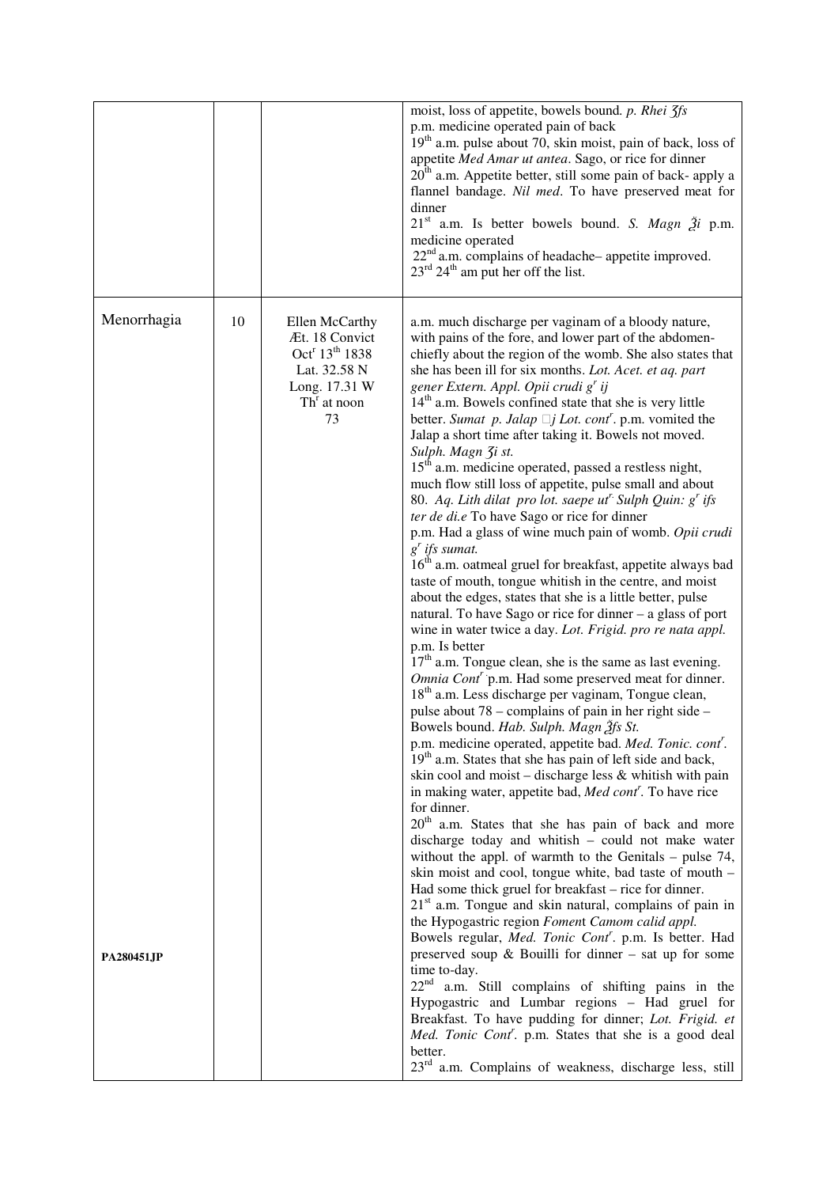| | | | |
|---|---|---|---|
| | | | moist, loss of appetite, bowels bound. *p. Rhei ʒſs*<br>p.m. medicine operated pain of back<br>19th a.m. pulse about 70, skin moist, pain of back, loss of appetite *Med Amar ut antea*. Sago, or rice for dinner<br>20th a.m. Appetite better, still some pain of back- apply a flannel bandage. *Nil med*. To have preserved meat for dinner<br>21st a.m. Is better bowels bound. *S. Magn ℥i* p.m. medicine operated<br>22nd a.m. complains of headache– appetite improved.<br>23rd 24th am put her off the list. |
| Menorrhagia<br><br><br><br><br><br><br><br><br><br><br><br><br><br><br><br><br><br><br><br><br><br><br><br><br><br><br><br><br><br><br><br><br><br><br><br><br><br><br><br>**PA280451JP** | 10 | Ellen McCarthy<br>Æt. 18 Convict<br>Octr 13th 1838<br>Lat. 32.58 N<br>Long. 17.31 W<br>Thr at noon<br>73 | a.m. much discharge per vaginam of a bloody nature, with pains of the fore, and lower part of the abdomen- chiefly about the region of the womb. She also states that she has been ill for six months. *Lot. Acet. et aq. part gener Extern. Appl. Opii crudi gr ij*<br>14th a.m. Bowels confined state that she is very little better. *Sumat p. Jalap* ℈*j Lot. contr*. p.m. vomited the Jalap a short time after taking it. Bowels not moved. *Sulph. Magn ʒi st.*<br>15th a.m. medicine operated, passed a restless night, much flow still loss of appetite, pulse small and about 80. *Aq. Lith dilat pro lot. saepe utr. Sulph Quin: gr ifs ter de di.e* To have Sago or rice for dinner<br>p.m. Had a glass of wine much pain of womb. *Opii crudi gr ifs sumat.*<br>16th a.m. oatmeal gruel for breakfast, appetite always bad taste of mouth, tongue whitish in the centre, and moist about the edges, states that she is a little better, pulse natural. To have Sago or rice for dinner – a glass of port wine in water twice a day. *Lot. Frigid. pro re nata appl.*<br>p.m. Is better<br>17th a.m. Tongue clean, she is the same as last evening. *Omnia Contr* p.m. Had some preserved meat for dinner.<br>18th a.m. Less discharge per vaginam, Tongue clean, pulse about 78 – complains of pain in her right side – Bowels bound. *Hab. Sulph. Magn ℥ſs St.*<br>p.m. medicine operated, appetite bad. *Med. Tonic. contr*.<br>19th a.m. States that she has pain of left side and back, skin cool and moist – discharge less & whitish with pain in making water, appetite bad, *Med contr*. To have rice for dinner.<br>20th a.m. States that she has pain of back and more discharge today and whitish – could not make water without the appl. of warmth to the Genitals – pulse 74, skin moist and cool, tongue white, bad taste of mouth – Had some thick gruel for breakfast – rice for dinner.<br>21st a.m. Tongue and skin natural, complains of pain in the Hypogastric region *Foment Camom calid appl.* Bowels regular, *Med. Tonic Contr*. p.m. Is better. Had preserved soup & Bouilli for dinner – sat up for some time to-day.<br>22nd a.m. Still complains of shifting pains in the Hypogastric and Lumbar regions – Had gruel for Breakfast. To have pudding for dinner; *Lot. Frigid. et Med. Tonic Contr*. p.m. States that she is a good deal better.<br>23rd a.m. Complains of weakness, discharge less, still |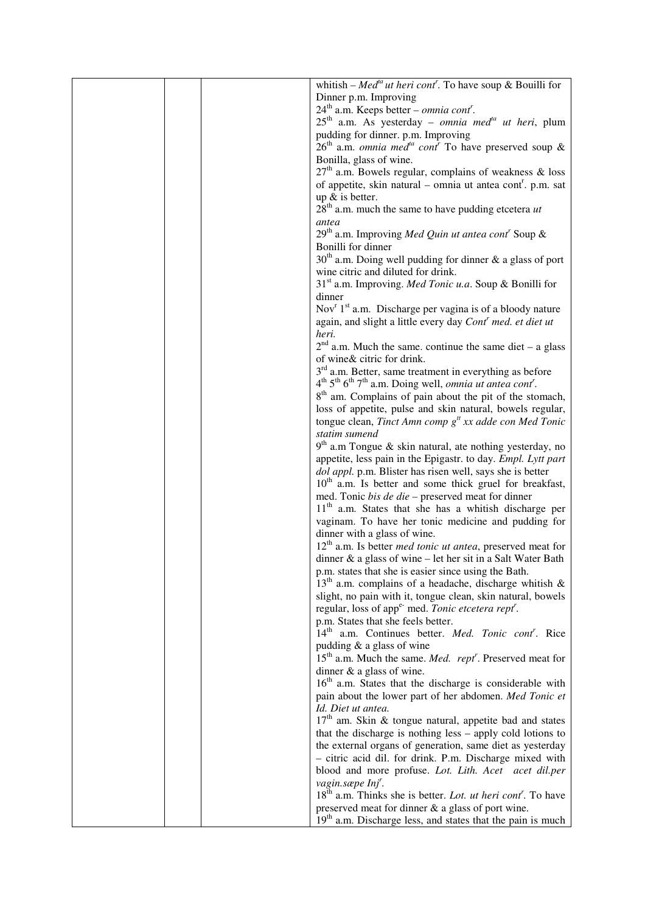| | | | |
|---|---|---|---|
| | | | whitish – *Med$^{ta}$ ut heri cont$^{r}$*. To have soup & Bouilli for Dinner p.m. Improving<br>24$^{th}$ a.m. Keeps better – *omnia cont$^{r}$*.<br>25$^{th}$ a.m. As yesterday – *omnia med$^{ta}$ ut heri*, plum pudding for dinner. p.m. Improving<br>26$^{th}$ a.m. *omnia med$^{ta}$ cont$^{r}$* To have preserved soup & Bonilla, glass of wine.<br>27$^{th}$ a.m. Bowels regular, complains of weakness & loss of appetite, skin natural – omnia ut antea cont$^{r}$. p.m. sat up & is better.<br>28$^{th}$ a.m. much the same to have pudding etcetera *ut antea*<br>29$^{th}$ a.m. Improving *Med Quin ut antea cont$^{r}$* Soup & Bonilli for dinner<br>30$^{th}$ a.m. Doing well pudding for dinner & a glass of port wine citric and diluted for drink.<br>31$^{st}$ a.m. Improving. *Med Tonic u.a*. Soup & Bonilli for dinner<br>Nov$^{r}$ 1$^{st}$ a.m. Discharge per vagina is of a bloody nature again, and slight a little every day *Cont$^{r}$ med. et diet ut heri.*<br>2$^{nd}$ a.m. Much the same. continue the same diet – a glass of wine& citric for drink.<br>3$^{rd}$ a.m. Better, same treatment in everything as before<br>4$^{th}$ 5$^{th}$ 6$^{th}$ 7$^{th}$ a.m. Doing well, *omnia ut antea cont$^{r}$*.<br>8$^{th}$ am. Complains of pain about the pit of the stomach, loss of appetite, pulse and skin natural, bowels regular, tongue clean, *Tinct Amn comp g$^{tt}$ xx adde con Med Tonic statim sumend*<br>9$^{th}$ a.m Tongue & skin natural, ate nothing yesterday, no appetite, less pain in the Epigastr. to day. *Empl. Lytt part dol appl.* p.m. Blister has risen well, says she is better<br>10$^{th}$ a.m. Is better and some thick gruel for breakfast, med. Tonic *bis de die* – preserved meat for dinner<br>11$^{th}$ a.m. States that she has a whitish discharge per vaginam. To have her tonic medicine and pudding for dinner with a glass of wine.<br>12$^{th}$ a.m. Is better *med tonic ut antea*, preserved meat for dinner & a glass of wine – let her sit in a Salt Water Bath p.m. states that she is easier since using the Bath.<br>13$^{th}$ a.m. complains of a headache, discharge whitish & slight, no pain with it, tongue clean, skin natural, bowels regular, loss of app$^{e-}$ med. *Tonic etcetera rept$^{r}$*.<br>p.m. States that she feels better.<br>14$^{th}$ a.m. Continues better. *Med. Tonic cont$^{r}$*. Rice pudding & a glass of wine<br>15$^{th}$ a.m. Much the same. *Med. rept$^{r}$*. Preserved meat for dinner & a glass of wine.<br>16$^{th}$ a.m. States that the discharge is considerable with pain about the lower part of her abdomen. *Med Tonic et Id. Diet ut antea.*<br>17$^{th}$ am. Skin & tongue natural, appetite bad and states that the discharge is nothing less – apply cold lotions to the external organs of generation, same diet as yesterday – citric acid dil. for drink. P.m. Discharge mixed with blood and more profuse. *Lot. Lith. Acet acet dil.per vagin.sæpe Inj$^{r}$.*<br>18$^{th}$ a.m. Thinks she is better. *Lot. ut heri cont$^{r}$*. To have preserved meat for dinner & a glass of port wine.<br>19$^{th}$ a.m. Discharge less, and states that the pain is much |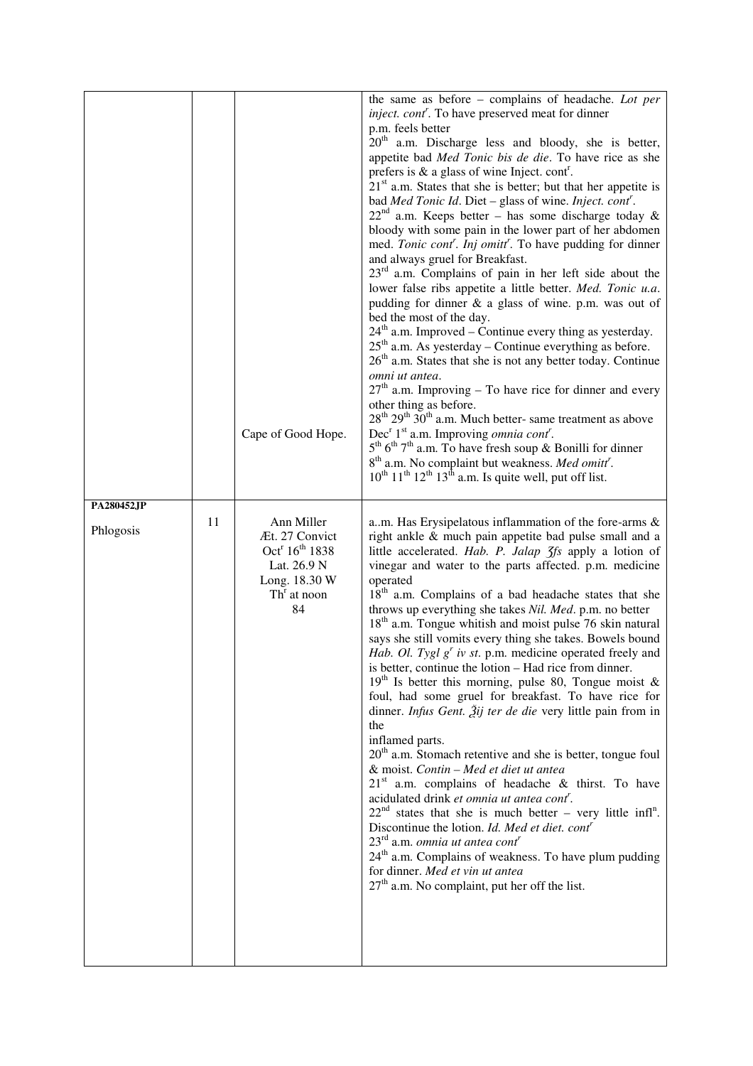| | | | |
|---|---|---|---|
| | | Cape of Good Hope. | the same as before – complains of headache. *Lot per inject. cont*r. To have preserved meat for dinner<br>p.m. feels better<br>20th a.m. Discharge less and bloody, she is better, appetite bad *Med Tonic bis de die*. To have rice as she prefers is & a glass of wine Inject. contr.<br>21st a.m. States that she is better; but that her appetite is bad *Med Tonic Id*. Diet – glass of wine. *Inject. cont*r.<br>22nd a.m. Keeps better – has some discharge today & bloody with some pain in the lower part of her abdomen med. *Tonic cont*r. *Inj omitt*r. To have pudding for dinner and always gruel for Breakfast.<br>23rd a.m. Complains of pain in her left side about the lower false ribs appetite a little better. *Med. Tonic u.a*. pudding for dinner & a glass of wine. p.m. was out of bed the most of the day.<br>24th a.m. Improved – Continue every thing as yesterday.<br>25th a.m. As yesterday – Continue everything as before.<br>26th a.m. States that she is not any better today. Continue *omni ut antea*.<br>27th a.m. Improving – To have rice for dinner and every other thing as before.<br>28th 29th 30th a.m. Much better- same treatment as above<br>Decr 1st a.m. Improving *omnia cont*r.<br>5th 6th 7th a.m. To have fresh soup & Bonilli for dinner<br>8th a.m. No complaint but weakness. *Med omitt*r.<br>10th 11th 12th 13th a.m. Is quite well, put off list. |
| **PA280452.JP**<br><br>Phlogosis | 11 | Ann Miller<br>Æt. 27 Convict<br>Octr 16th 1838<br>Lat. 26.9 N<br>Long. 18.30 W<br>Thr at noon<br>84 | a..m. Has Erysipelatous inflammation of the fore-arms & right ankle & much pain appetite bad pulse small and a little accelerated. *Hab. P. Jalap ʒfs* apply a lotion of vinegar and water to the parts affected. p.m. medicine operated<br>18th a.m. Complains of a bad headache states that she throws up everything she takes *Nil. Med*. p.m. no better<br>18th a.m. Tongue whitish and moist pulse 76 skin natural says she still vomits every thing she takes. Bowels bound *Hab. Ol. Tygl g*r *iv st*. p.m. medicine operated freely and is better, continue the lotion – Had rice from dinner.<br>19th Is better this morning, pulse 80, Tongue moist & foul, had some gruel for breakfast. To have rice for dinner. *Infus Gent. ℥ij ter de die* very little pain from in the<br>inflamed parts.<br>20th a.m. Stomach retentive and she is better, tongue foul & moist. *Contin – Med et diet ut antea*<br>21st a.m. complains of headache & thirst. To have acidulated drink *et omnia ut antea cont*r.<br>22nd states that she is much better – very little infln. Discontinue the lotion. *Id. Med et diet. cont*r<br>23rd a.m. *omnia ut antea cont*r<br>24th a.m. Complains of weakness. To have plum pudding for dinner. *Med et vin ut antea*<br>27th a.m. No complaint, put her off the list. |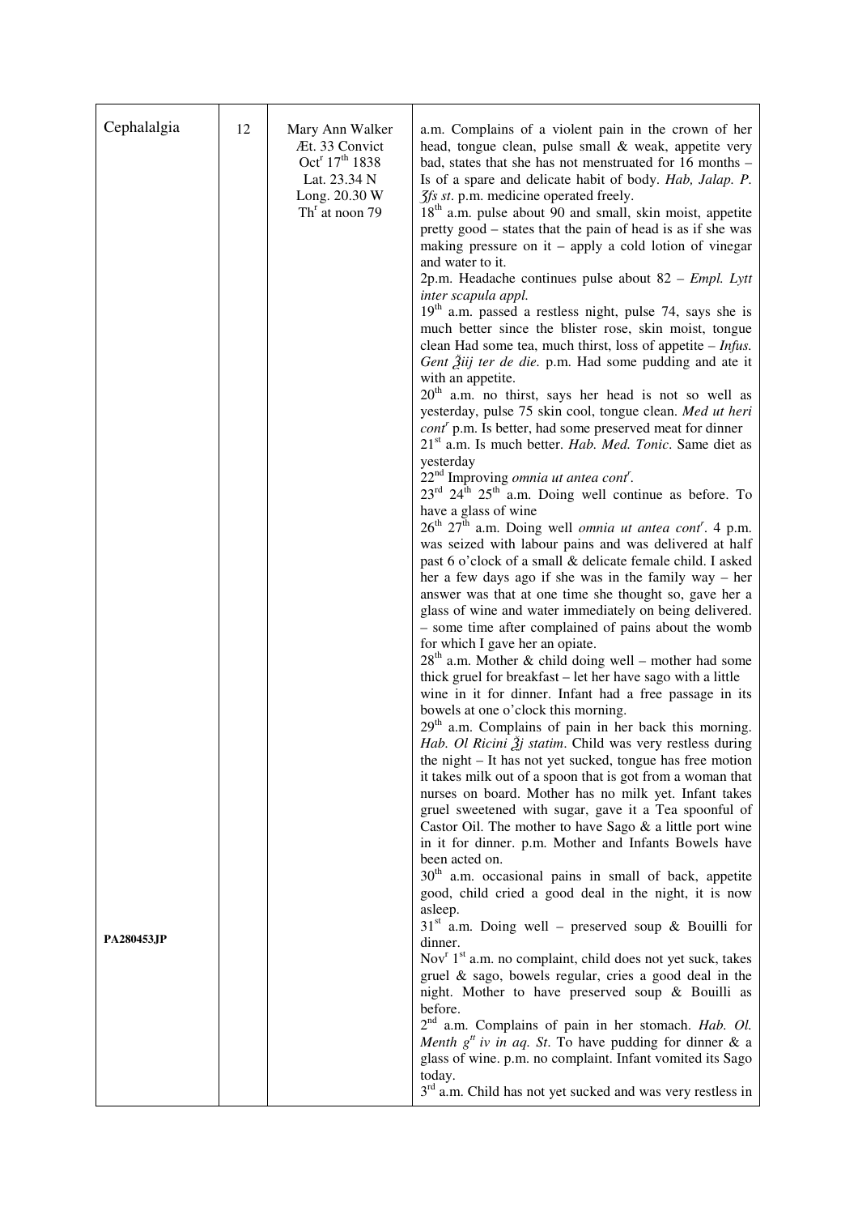| Cephalalgia | 12 | Mary Ann Walker<br>Æt. 33 Convict<br>Oct[r] 17[th] 1838<br>Lat. 23.34 N<br>Long. 20.30 W<br>Th[r] at noon 79 | a.m. Complains of a violent pain in the crown of her head, tongue clean, pulse small & weak, appetite very bad, states that she has not menstruated for 16 months – Is of a spare and delicate habit of body. *Hab, Jalap. P. ℨfs st*. p.m. medicine operated freely.<br>18[th] a.m. pulse about 90 and small, skin moist, appetite pretty good – states that the pain of head is as if she was making pressure on it – apply a cold lotion of vinegar and water to it.<br>2p.m. Headache continues pulse about 82 – *Empl. Lytt inter scapula appl.*<br>19[th] a.m. passed a restless night, pulse 74, says she is much better since the blister rose, skin moist, tongue clean Had some tea, much thirst, loss of appetite – *Infus. Gent ℥iij ter de die.* p.m. Had some pudding and ate it with an appetite.<br>20[th] a.m. no thirst, says her head is not so well as yesterday, pulse 75 skin cool, tongue clean. *Med ut heri cont[r]* p.m. Is better, had some preserved meat for dinner<br>21[st] a.m. Is much better. *Hab. Med. Tonic*. Same diet as yesterday<br>22[nd] Improving *omnia ut antea cont[r]*.<br>23[rd] 24[th] 25[th] a.m. Doing well continue as before. To have a glass of wine<br>26[th] 27[th] a.m. Doing well *omnia ut antea cont[r]*. 4 p.m. was seized with labour pains and was delivered at half past 6 o'clock of a small & delicate female child. I asked her a few days ago if she was in the family way – her answer was that at one time she thought so, gave her a glass of wine and water immediately on being delivered. – some time after complained of pains about the womb for which I gave her an opiate.<br>28[th] a.m. Mother & child doing well – mother had some thick gruel for breakfast – let her have sago with a little wine in it for dinner. Infant had a free passage in its bowels at one o'clock this morning.<br>29[th] a.m. Complains of pain in her back this morning. *Hab. Ol Ricini ℥j statim*. Child was very restless during the night – It has not yet sucked, tongue has free motion it takes milk out of a spoon that is got from a woman that nurses on board. Mother has no milk yet. Infant takes gruel sweetened with sugar, gave it a Tea spoonful of Castor Oil. The mother to have Sago & a little port wine in it for dinner. p.m. Mother and Infants Bowels have been acted on.<br>30[th] a.m. occasional pains in small of back, appetite good, child cried a good deal in the night, it is now asleep.<br>31[st] a.m. Doing well – preserved soup & Bouilli for dinner.<br>Nov[r] 1[st] a.m. no complaint, child does not yet suck, takes gruel & sago, bowels regular, cries a good deal in the night. Mother to have preserved soup & Bouilli as before.<br>2[nd] a.m. Complains of pain in her stomach. *Hab. Ol. Menth g[tt] iv in aq. St*. To have pudding for dinner & a glass of wine. p.m. no complaint. Infant vomited its Sago today.<br>3[rd] a.m. Child has not yet sucked and was very restless in |
| **PA280453JP** | | | |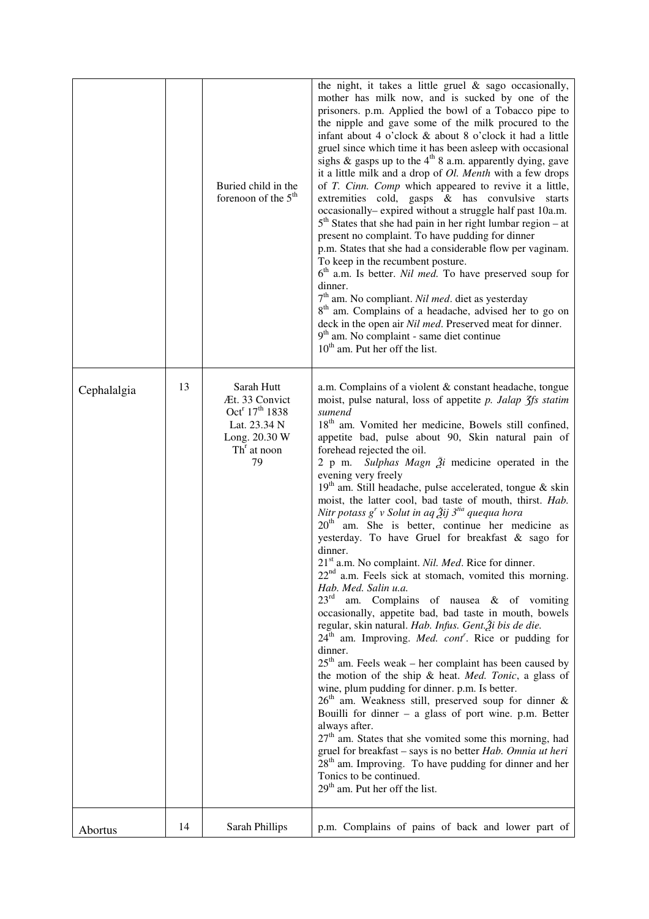| | | | |
|---|---|---|---|
| | | Buried child in the forenoon of the 5th | the night, it takes a little gruel & sago occasionally, mother has milk now, and is sucked by one of the prisoners. p.m. Applied the bowl of a Tobacco pipe to the nipple and gave some of the milk procured to the infant about 4 o'clock & about 8 o'clock it had a little gruel since which time it has been asleep with occasional sighs & gasps up to the 4th 8 a.m. apparently dying, gave it a little milk and a drop of *Ol. Menth* with a few drops of *T. Cinn. Comp* which appeared to revive it a little, extremities cold, gasps & has convulsive starts occasionally– expired without a struggle half past 10a.m. 5th States that she had pain in her right lumbar region – at present no complaint. To have pudding for dinner p.m. States that she had a considerable flow per vaginam. To keep in the recumbent posture. 6th a.m. Is better. *Nil med.* To have preserved soup for dinner. 7th am. No compliant. *Nil med*. diet as yesterday 8th am. Complains of a headache, advised her to go on deck in the open air *Nil med*. Preserved meat for dinner. 9th am. No complaint - same diet continue 10th am. Put her off the list. |
| Cephalalgia | 13 | Sarah Hutt Æt. 33 Convict Octr 17th 1838 Lat. 23.34 N Long. 20.30 W Thr at noon 79 | a.m. Complains of a violent & constant headache, tongue moist, pulse natural, loss of appetite *p. Jalap ʒfs statim sumend* 18th am. Vomited her medicine, Bowels still confined, appetite bad, pulse about 90, Skin natural pain of forehead rejected the oil. 2 p m. *Sulphas Magn ℥i* medicine operated in the evening very freely 19th am. Still headache, pulse accelerated, tongue & skin moist, the latter cool, bad taste of mouth, thirst. *Hab. Nitr potass gr v Solut in aq ℥ij 3tia quequa hora* 20th am. She is better, continue her medicine as yesterday. To have Gruel for breakfast & sago for dinner. 21st a.m. No complaint. *Nil. Med*. Rice for dinner. 22nd a.m. Feels sick at stomach, vomited this morning. *Hab. Med. Salin u.a.* 23rd am. Complains of nausea & of vomiting occasionally, appetite bad, bad taste in mouth, bowels regular, skin natural. *Hab. Infus. Gent.℥i bis de die.* 24th am. Improving. *Med. contr*. Rice or pudding for dinner. 25th am. Feels weak – her complaint has been caused by the motion of the ship & heat. *Med. Tonic*, a glass of wine, plum pudding for dinner. p.m. Is better. 26th am. Weakness still, preserved soup for dinner & Bouilli for dinner – a glass of port wine. p.m. Better always after. 27th am. States that she vomited some this morning, had gruel for breakfast – says is no better *Hab. Omnia ut heri* 28th am. Improving. To have pudding for dinner and her Tonics to be continued. 29th am. Put her off the list. |
| Abortus | 14 | Sarah Phillips | p.m. Complains of pains of back and lower part of |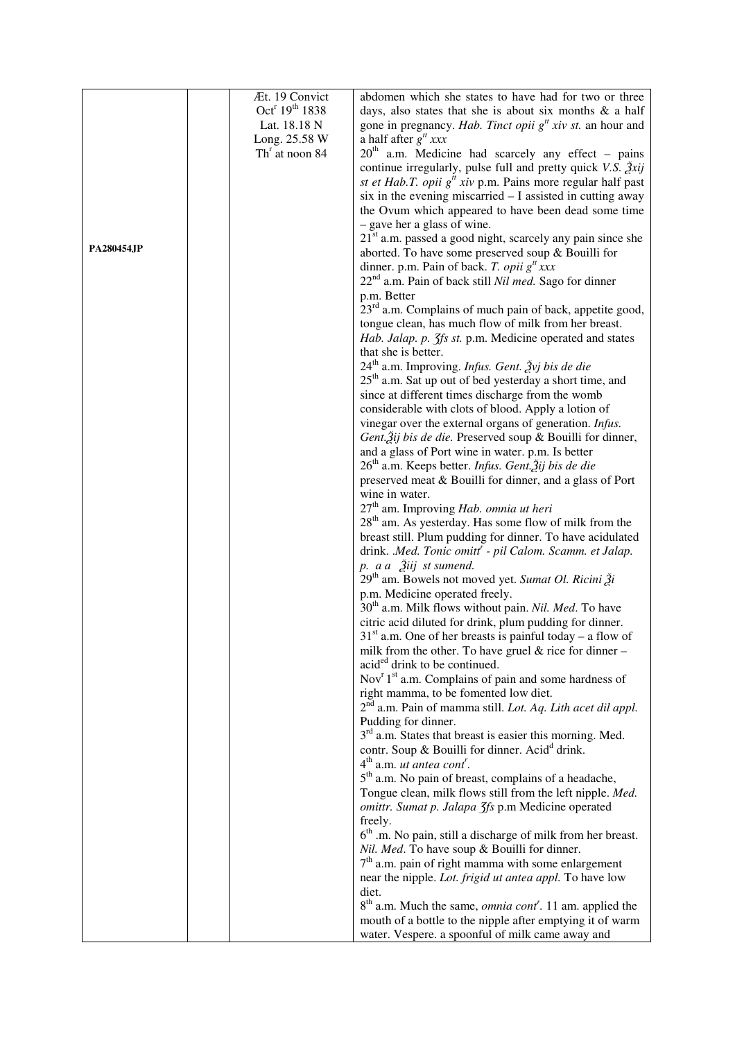| | | | |
|---|---|---|---|
| PA280454JP | | Æt. 19 Convict<br>Oct$^r$ 19$^{th}$ 1838<br>Lat. 18.18 N<br>Long. 25.58 W<br>Th$^r$ at noon 84 | abdomen which she states to have had for two or three days, also states that she is about six months & a half gone in pregnancy. *Hab. Tinct opii g$^{tt}$ xiv st.* an hour and a half after *g$^{tt}$ xxx*<br>20$^{th}$ a.m. Medicine had scarcely any effect – pains continue irregularly, pulse full and pretty quick *V.S. ℥xij st et Hab.T. opii g$^{tt}$ xiv* p.m. Pains more regular half past six in the evening miscarried – I assisted in cutting away the Ovum which appeared to have been dead some time – gave her a glass of wine.<br>21$^{st}$ a.m. passed a good night, scarcely any pain since she aborted. To have some preserved soup & Bouilli for dinner. p.m. Pain of back. *T. opii g$^{tt}$ xxx*<br>22$^{nd}$ a.m. Pain of back still *Nil med.* Sago for dinner p.m. Better<br>23$^{rd}$ a.m. Complains of much pain of back, appetite good, tongue clean, has much flow of milk from her breast. *Hab. Jalap. p. ʒfs st.* p.m. Medicine operated and states that she is better.<br>24$^{th}$ a.m. Improving. *Infus. Gent. ℥vj bis de die*<br>25$^{th}$ a.m. Sat up out of bed yesterday a short time, and since at different times discharge from the womb considerable with clots of blood. Apply a lotion of vinegar over the external organs of generation. *Infus. Gent.℥ij bis de die.* Preserved soup & Bouilli for dinner, and a glass of Port wine in water. p.m. Is better<br>26$^{th}$ a.m. Keeps better. *Infus. Gent.℥ij bis de die* preserved meat & Bouilli for dinner, and a glass of Port wine in water.<br>27$^{th}$ am. Improving *Hab. omnia ut heri*<br>28$^{th}$ am. As yesterday. Has some flow of milk from the breast still. Plum pudding for dinner. To have acidulated drink. *.Med. Tonic omitt$^r$ - pil Calom. Scamm. et Jalap. p. a a ℈iij st sumend.*<br>29$^{th}$ am. Bowels not moved yet. *Sumat Ol. Ricini ℥i* p.m. Medicine operated freely.<br>30$^{th}$ a.m. Milk flows without pain. *Nil. Med*. To have citric acid diluted for drink, plum pudding for dinner.<br>31$^{st}$ a.m. One of her breasts is painful today – a flow of milk from the other. To have gruel & rice for dinner – acid$^{ed}$ drink to be continued.<br>Nov$^r$ 1$^{st}$ a.m. Complains of pain and some hardness of right mamma, to be fomented low diet.<br>2$^{nd}$ a.m. Pain of mamma still. *Lot. Aq. Lith acet dil appl.* Pudding for dinner.<br>3$^{rd}$ a.m. States that breast is easier this morning. Med. contr. Soup & Bouilli for dinner. Acid$^d$ drink.<br>4$^{th}$ a.m. *ut antea cont$^r$*.<br>5$^{th}$ a.m. No pain of breast, complains of a headache, Tongue clean, milk flows still from the left nipple. *Med. omittr. Sumat p. Jalapa ʒfs* p.m Medicine operated freely.<br>6$^{th}$ .m. No pain, still a discharge of milk from her breast. *Nil. Med*. To have soup & Bouilli for dinner.<br>7$^{th}$ a.m. pain of right mamma with some enlargement near the nipple. *Lot. frigid ut antea appl.* To have low diet.<br>8$^{th}$ a.m. Much the same, *omnia cont$^r$*. 11 am. applied the mouth of a bottle to the nipple after emptying it of warm water. Vespere. a spoonful of milk came away and |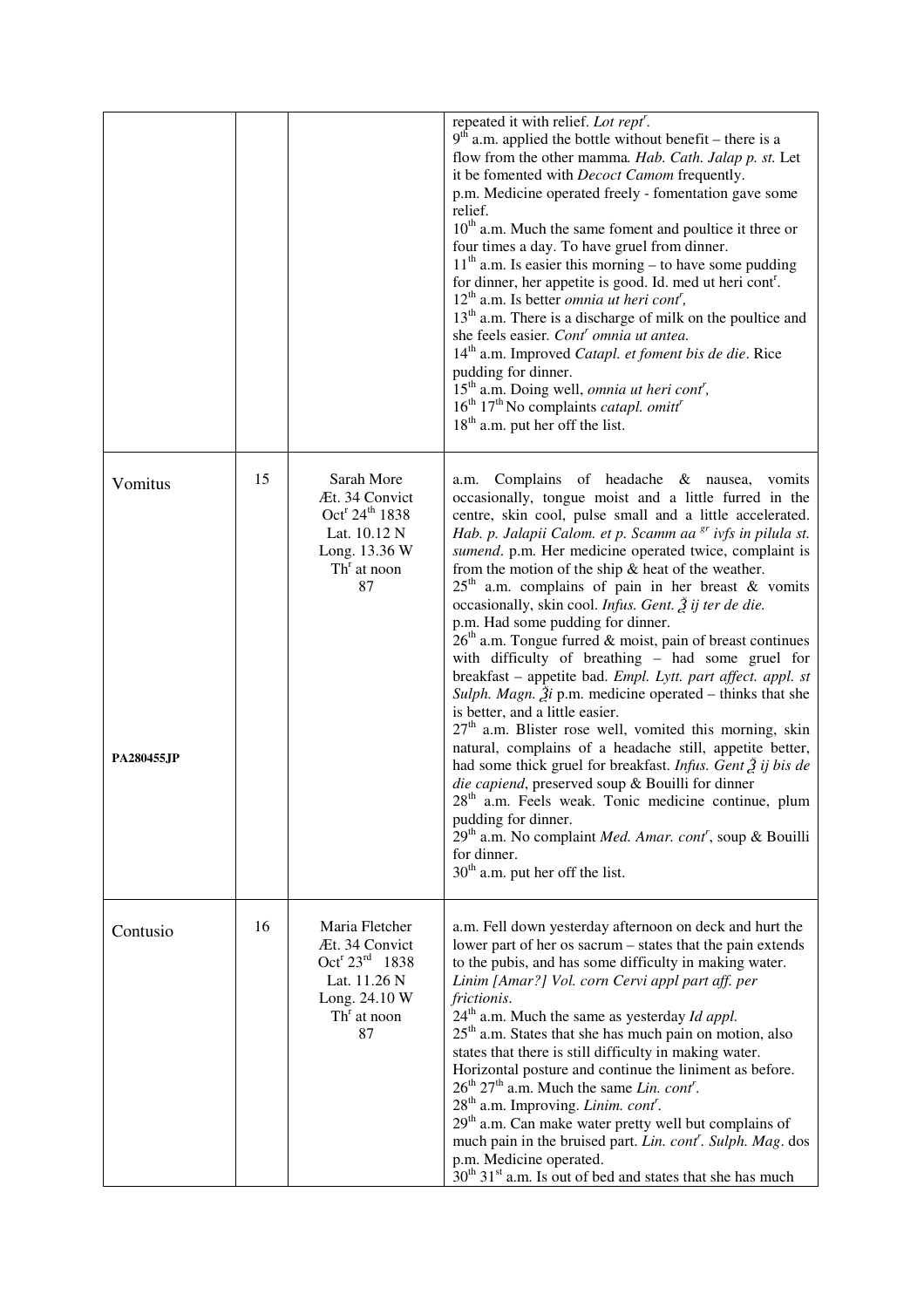| | | | |
|---|---|---|---|
| | | | repeated it with relief. *Lot rept^r^*. <br>9^th^ a.m. applied the bottle without benefit – there is a flow from the other mamma. *Hab. Cath. Jalap p. st.* Let it be fomented with *Decoct Camom* frequently. <br>p.m. Medicine operated freely - fomentation gave some relief. <br>10^th^ a.m. Much the same foment and poultice it three or four times a day. To have gruel from dinner. <br>11^th^ a.m. Is easier this morning – to have some pudding for dinner, her appetite is good. Id. med ut heri cont^r^. <br>12^th^ a.m. Is better *omnia ut heri cont^r^,* <br>13^th^ a.m. There is a discharge of milk on the poultice and she feels easier. *Cont^r^ omnia ut antea.* <br>14^th^ a.m. Improved *Catapl. et foment bis de die*. Rice pudding for dinner. <br>15^th^ a.m. Doing well, *omnia ut heri cont^r^,* <br>16^th^ 17^th^ No complaints *catapl. omitt^r^* <br>18^th^ a.m. put her off the list. |
| Vomitus <br><br><br><br><br><br><br><br><br><br><br><br><br><br> **PA280455JP** | 15 | Sarah More <br>Æt. 34 Convict <br>Oct^r^ 24^th^ 1838 <br>Lat. 10.12 N <br>Long. 13.36 W <br>Th^r^ at noon <br>87 | a.m. Complains of headache & nausea, vomits occasionally, tongue moist and a little furred in the centre, skin cool, pulse small and a little accelerated. *Hab. p. Jalapii Calom. et p. Scamm aa ^gr^ ivfs in pilula st. sumend*. p.m. Her medicine operated twice, complaint is from the motion of the ship & heat of the weather. <br>25^th^ a.m. complains of pain in her breast & vomits occasionally, skin cool. *Infus. Gent. ℥ ij ter de die.* <br>p.m. Had some pudding for dinner. <br>26^th^ a.m. Tongue furred & moist, pain of breast continues with difficulty of breathing – had some gruel for breakfast – appetite bad. *Empl. Lytt. part affect. appl. st Sulph. Magn. ℥i* p.m. medicine operated – thinks that she is better, and a little easier. <br>27^th^ a.m. Blister rose well, vomited this morning, skin natural, complains of a headache still, appetite better, had some thick gruel for breakfast. *Infus. Gent ℥ ij bis de die capiend*, preserved soup & Bouilli for dinner <br>28^th^ a.m. Feels weak. Tonic medicine continue, plum pudding for dinner. <br>29^th^ a.m. No complaint *Med. Amar. cont^r^*, soup & Bouilli for dinner. <br>30^th^ a.m. put her off the list. |
| Contusio | 16 | Maria Fletcher <br>Æt. 34 Convict <br>Oct^r^ 23^rd^ 1838 <br>Lat. 11.26 N <br>Long. 24.10 W <br>Th^r^ at noon <br>87 | a.m. Fell down yesterday afternoon on deck and hurt the lower part of her os sacrum – states that the pain extends to the pubis, and has some difficulty in making water. <br>*Linim [Amar?] Vol. corn Cervi appl part aff. per frictionis*. <br>24^th^ a.m. Much the same as yesterday *Id appl.* <br>25^th^ a.m. States that she has much pain on motion, also states that there is still difficulty in making water. Horizontal posture and continue the liniment as before. <br>26^th^ 27^th^ a.m. Much the same *Lin. cont^r^*. <br>28^th^ a.m. Improving. *Linim. cont^r^*. <br>29^th^ a.m. Can make water pretty well but complains of much pain in the bruised part. *Lin. cont^r^*. *Sulph. Mag*. dos <br>p.m. Medicine operated. <br>30^th^ 31^st^ a.m. Is out of bed and states that she has much |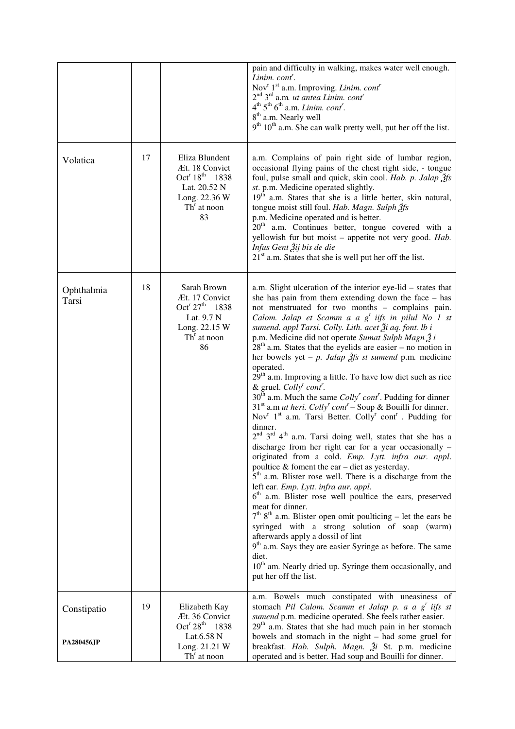| | | | |
|---|---|---|---|
| | | | pain and difficulty in walking, makes water well enough. *Linim. cont*[r]. Nov[r] 1[st] a.m. Improving. *Linim. cont*[r] 2[nd] 3[rd] a.m. *ut antea Linim. cont*[r] 4[th] 5[th] 6[th] a.m. *Linim. cont*[r]. 8[th] a.m. Nearly well 9[th] 10[th] a.m. She can walk pretty well, put her off the list. |
| Volatica | 17 | Eliza Blundent Æt. 18 Convict Oct[r] 18[th] 1838 Lat. 20.52 N Long. 22.36 W Th[r] at noon 83 | a.m. Complains of pain right side of lumbar region, occasional flying pains of the chest right side, - tongue foul, pulse small and quick, skin cool. *Hab. p. Jalap ℥fs st*. p.m. Medicine operated slightly. 19[th] a.m. States that she is a little better, skin natural, tongue moist still foul. *Hab. Magn. Sulph ℥fs* p.m. Medicine operated and is better. 20[th] a.m. Continues better, tongue covered with a yellowish fur but moist – appetite not very good. *Hab. Infus Gent ℥ij bis de die* 21[st] a.m. States that she is well put her off the list. |
| Ophthalmia Tarsi | 18 | Sarah Brown Æt. 17 Convict Oct[r] 27[th] 1838 Lat. 9.7 N Long. 22.15 W Th[r] at noon 86 | a.m. Slight ulceration of the interior eye-lid – states that she has pain from them extending down the face – has not menstruated for two months – complains pain. *Calom. Jalap et Scamm a a g*[r] *iifs in pilul No 1 st sumend. appl Tarsi. Colly. Lith. acet ℥i aq. font. lb i* p.m. Medicine did not operate *Sumat Sulph Magn ℥ i* 28[th] a.m. States that the eyelids are easier – no motion in her bowels yet – *p. Jalap ℥fs st sumend* p.m. medicine operated. 29[th] a.m. Improving a little. To have low diet such as rice & gruel. *Colly*[r] *cont*[r]. 30[th] a.m. Much the same *Colly*[r] *cont*[r]. Pudding for dinner 31[st] a.m *ut heri. Colly*[r] *cont*[r] – Soup & Bouilli for dinner. Nov[r] 1[st] a.m. Tarsi Better. Colly[r] cont[r] . Pudding for dinner. 2[nd] 3[rd] 4[th] a.m. Tarsi doing well, states that she has a discharge from her right ear for a year occasionally – originated from a cold. *Emp. Lytt. infra aur. appl*. poultice & foment the ear – diet as yesterday. 5[th] a.m. Blister rose well. There is a discharge from the left ear. *Emp. Lytt. infra aur. appl.* 6[th] a.m. Blister rose well poultice the ears, preserved meat for dinner. 7[th] 8[th] a.m. Blister open omit poulticing – let the ears be syringed with a strong solution of soap (warm) afterwards apply a dossil of lint 9[th] a.m. Says they are easier Syringe as before. The same diet. 10[th] am. Nearly dried up. Syringe them occasionally, and put her off the list. |
| Constipatio<br><br>**PA280456JP** | 19 | Elizabeth Kay Æt. 36 Convict Oct[r] 28[th] 1838 Lat.6.58 N Long. 21.21 W Th[r] at noon | a.m. Bowels much constipated with uneasiness of stomach *Pil Calom. Scamm et Jalap p. a a g*[r] *iifs st sumend* p.m. medicine operated. She feels rather easier. 29[th] a.m. States that she had much pain in her stomach bowels and stomach in the night – had some gruel for breakfast. *Hab. Sulph. Magn. ℥i* St. p.m. medicine operated and is better. Had soup and Bouilli for dinner. |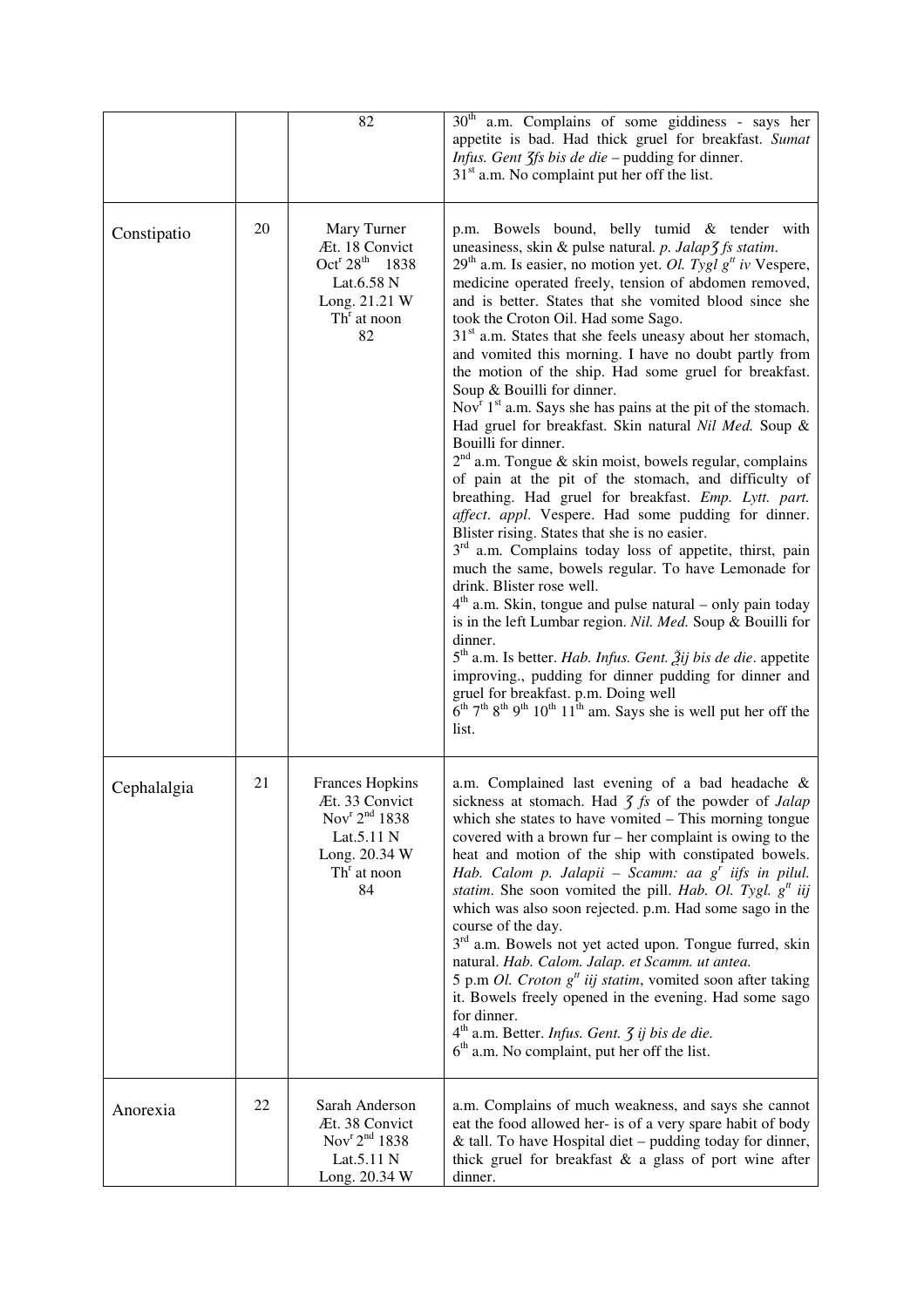| | | | |
|---|---|---|---|
| | | 82 | 30th a.m. Complains of some giddiness - says her appetite is bad. Had thick gruel for breakfast. *Sumat Infus. Gent ʒfs bis de die* – pudding for dinner.<br>31st a.m. No complaint put her off the list. |
| Constipatio | 20 | Mary Turner<br>Æt. 18 Convict<br>Octr 28th 1838<br>Lat.6.58 N<br>Long. 21.21 W<br>Thr at noon<br>82 | p.m. Bowels bound, belly tumid & tender with uneasiness, skin & pulse natural. *p. Jalapʒ fs statim*.<br>29th a.m. Is easier, no motion yet. *Ol. Tygl gtt iv* Vespere, medicine operated freely, tension of abdomen removed, and is better. States that she vomited blood since she took the Croton Oil. Had some Sago.<br>31st a.m. States that she feels uneasy about her stomach, and vomited this morning. I have no doubt partly from the motion of the ship. Had some gruel for breakfast. Soup & Bouilli for dinner.<br>Novr 1st a.m. Says she has pains at the pit of the stomach. Had gruel for breakfast. Skin natural *Nil Med.* Soup & Bouilli for dinner.<br>2nd a.m. Tongue & skin moist, bowels regular, complains of pain at the pit of the stomach, and difficulty of breathing. Had gruel for breakfast. *Emp. Lytt. part. affect. appl.* Vespere. Had some pudding for dinner. Blister rising. States that she is no easier.<br>3rd a.m. Complains today loss of appetite, thirst, pain much the same, bowels regular. To have Lemonade for drink. Blister rose well.<br>4th a.m. Skin, tongue and pulse natural – only pain today is in the left Lumbar region. *Nil. Med.* Soup & Bouilli for dinner.<br>5th a.m. Is better. *Hab. Infus. Gent. ℥ij bis de die*. appetite improving., pudding for dinner pudding for dinner and gruel for breakfast. p.m. Doing well<br>6th 7th 8th 9th 10th 11th am. Says she is well put her off the list. |
| Cephalalgia | 21 | Frances Hopkins<br>Æt. 33 Convict<br>Novr 2nd 1838<br>Lat.5.11 N<br>Long. 20.34 W<br>Thr at noon<br>84 | a.m. Complained last evening of a bad headache & sickness at stomach. Had *ʒ fs* of the powder of *Jalap* which she states to have vomited – This morning tongue covered with a brown fur – her complaint is owing to the heat and motion of the ship with constipated bowels. *Hab. Calom p. Jalapii – Scamm: aa gr iifs in pilul. statim*. She soon vomited the pill. *Hab. Ol. Tygl. gtt iij* which was also soon rejected. p.m. Had some sago in the course of the day.<br>3rd a.m. Bowels not yet acted upon. Tongue furred, skin natural. *Hab. Calom. Jalap. et Scamm. ut antea.*<br>5 p.m *Ol. Croton gtt iij statim*, vomited soon after taking it. Bowels freely opened in the evening. Had some sago for dinner.<br>4th a.m. Better. *Infus. Gent. ʒ ij bis de die.*<br>6th a.m. No complaint, put her off the list. |
| Anorexia | 22 | Sarah Anderson<br>Æt. 38 Convict<br>Novr 2nd 1838<br>Lat.5.11 N<br>Long. 20.34 W | a.m. Complains of much weakness, and says she cannot eat the food allowed her- is of a very spare habit of body & tall. To have Hospital diet – pudding today for dinner, thick gruel for breakfast & a glass of port wine after dinner. |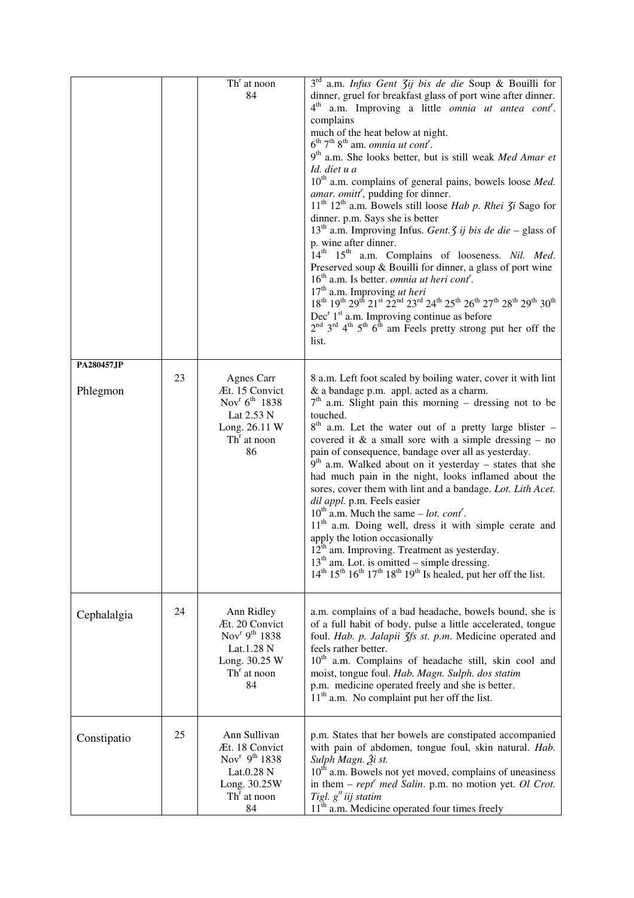| | | | |
|---|---|---|---|
| | | Th[r] at noon<br>84 | 3[rd] a.m. *Infus Gent ʒij bis de die* Soup & Bouilli for dinner, gruel for breakfast glass of port wine after dinner.<br>4[th] a.m. Improving a little *omnia ut antea cont[r]*. complains<br>much of the heat below at night.<br>6[th] 7[th] 8[th] am. *omnia ut cont[r]*.<br>9[th] a.m. She looks better, but is still weak *Med Amar et Id. diet u a*<br>10[th] a.m. complains of general pains, bowels loose *Med. amar. omitt[r]*, pudding for dinner.<br>11[th] 12[th] a.m. Bowels still loose *Hab p. Rhei ʒi* Sago for dinner. p.m. Says she is better<br>13[th] a.m. Improving Infus. *Gent.ʒ ij bis de die* – glass of p. wine after dinner.<br>14[th] 15[th] a.m. Complains of looseness. *Nil. Med*. Preserved soup & Bouilli for dinner, a glass of port wine<br>16[th] a.m. Is better. *omnia ut heri cont[r]*.<br>17[th] a.m. Improving *ut heri*<br>18[th] 19[th] 29[th] 21[st] 22[nd] 23[rd] 24[th] 25[th] 26[th] 27[th] 28[th] 29[th] 30[th] Dec[r] 1[st] a.m. Improving continue as before<br>2[nd] 3[rd] 4[th] 5[th] 6[th] am Feels pretty strong put her off the list. |
| **PA280457JP**<br><br>Phlegmon | 23 | Agnes Carr<br>Æt. 15 Convict<br>Nov[r] 6[th] 1838<br>Lat 2.53 N<br>Long. 26.11 W<br>Th[r] at noon<br>86 | 8 a.m. Left foot scaled by boiling water, cover it with lint & a bandage p.m. appl. acted as a charm.<br>7[th] a.m. Slight pain this morning – dressing not to be touched.<br>8[th] a.m. Let the water out of a pretty large blister – covered it & a small sore with a simple dressing – no pain of consequence, bandage over all as yesterday.<br>9[th] a.m. Walked about on it yesterday – states that she had much pain in the night, looks inflamed about the sores, cover them with lint and a bandage. *Lot. Lith Acet. dil appl.* p.m. Feels easier<br>10[th] a.m. Much the same – *lot. cont[r]*.<br>11[th] a.m. Doing well, dress it with simple cerate and apply the lotion occasionally<br>12[th] am. Improving. Treatment as yesterday.<br>13[th] am. Lot. is omitted – simple dressing.<br>14[th] 15[th] 16[th] 17[th] 18[th] 19[th] Is healed, put her off the list. |
| Cephalalgia | 24 | Ann Ridley<br>Æt. 20 Convict<br>Nov[r] 9[th] 1838<br>Lat.1.28 N<br>Long. 30.25 W<br>Th[r] at noon<br>84 | a.m. complains of a bad headache, bowels bound, she is of a full habit of body, pulse a little accelerated, tongue foul. *Hab. p. Jalapii ʒſs st. p.m.* Medicine operated and feels rather better.<br>10[th] a.m. Complains of headache still, skin cool and moist, tongue foul. *Hab. Magn. Sulph. dos statim*<br>p.m. medicine operated freely and she is better.<br>11[th] a.m. No complaint put her off the list. |
| Constipatio | 25 | Ann Sullivan<br>Æt. 18 Convict<br>Nov[r] 9[th] 1838<br>Lat.0.28 N<br>Long. 30.25W<br>Th[r] at noon<br>84 | p.m. States that her bowels are constipated accompanied with pain of abdomen, tongue foul, skin natural. *Hab. Sulph Magn. ℥i st.*<br>10[th] a.m. Bowels not yet moved, complains of uneasiness in them – *rept[r] med Salin*. p.m. no motion yet. *Ol Crot. Tigl. g[tt] iij statim*<br>11[th] a.m. Medicine operated four times freely |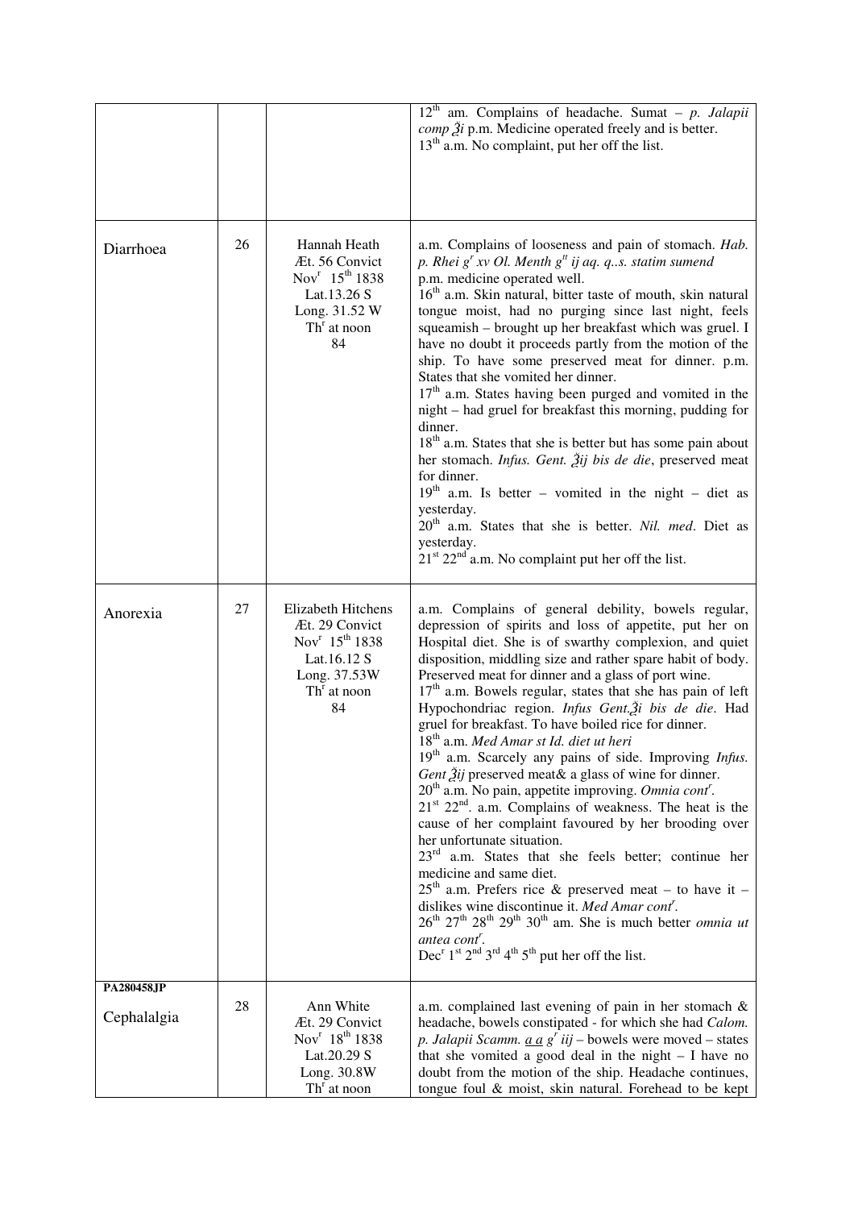|  |  |  | $12^{th}$ am. Complains of headache. Sumat – *p. Jalapii comp ℥i* p.m. Medicine operated freely and is better.<br>$13^{th}$ a.m. No complaint, put her off the list. |
|---|---|---|---|
| Diarrhoea | 26 | Hannah Heath<br>Æt. 56 Convict<br>Nov$^{r}$ $15^{th}$ 1838<br>Lat.13.26 S<br>Long. 31.52 W<br>Th$^{r}$ at noon<br>84 | a.m. Complains of looseness and pain of stomach. *Hab. p. Rhei g$^{r}$ xv Ol. Menth g$^{tt}$ ij aq. q..s. statim sumend*<br>p.m. medicine operated well.<br>$16^{th}$ a.m. Skin natural, bitter taste of mouth, skin natural tongue moist, had no purging since last night, feels squeamish – brought up her breakfast which was gruel. I have no doubt it proceeds partly from the motion of the ship. To have some preserved meat for dinner. p.m. States that she vomited her dinner.<br>$17^{th}$ a.m. States having been purged and vomited in the night – had gruel for breakfast this morning, pudding for dinner.<br>$18^{th}$ a.m. States that she is better but has some pain about her stomach. *Infus. Gent. ℥ij bis de die*, preserved meat for dinner.<br>$19^{th}$ a.m. Is better – vomited in the night – diet as yesterday.<br>$20^{th}$ a.m. States that she is better. *Nil. med*. Diet as yesterday.<br>$21^{st}$ $22^{nd}$ a.m. No complaint put her off the list. |
| Anorexia | 27 | Elizabeth Hitchens<br>Æt. 29 Convict<br>Nov$^{r}$ $15^{th}$ 1838<br>Lat.16.12 S<br>Long. 37.53W<br>Th$^{r}$ at noon<br>84 | a.m. Complains of general debility, bowels regular, depression of spirits and loss of appetite, put her on Hospital diet. She is of swarthy complexion, and quiet disposition, middling size and rather spare habit of body. Preserved meat for dinner and a glass of port wine.<br>$17^{th}$ a.m. Bowels regular, states that she has pain of left Hypochondriac region. *Infus Gent.℥i bis de die*. Had gruel for breakfast. To have boiled rice for dinner.<br>$18^{th}$ a.m. *Med Amar st Id. diet ut heri*<br>$19^{th}$ a.m. Scarcely any pains of side. Improving *Infus. Gent ℥ij* preserved meat& a glass of wine for dinner.<br>$20^{th}$ a.m. No pain, appetite improving. *Omnia cont$^{r}$*.<br>$21^{st}$ $22^{nd}$. a.m. Complains of weakness. The heat is the cause of her complaint favoured by her brooding over her unfortunate situation.<br>$23^{rd}$ a.m. States that she feels better; continue her medicine and same diet.<br>$25^{th}$ a.m. Prefers rice & preserved meat – to have it – dislikes wine discontinue it. *Med Amar cont$^{r}$*.<br>$26^{th}$ $27^{th}$ $28^{th}$ $29^{th}$ $30^{th}$ am. She is much better *omnia ut antea cont$^{r}$*.<br>Dec$^{r}$ $1^{st}$ $2^{nd}$ $3^{rd}$ $4^{th}$ $5^{th}$ put her off the list. |
| **PA280458JP**<br>Cephalalgia | 28 | Ann White<br>Æt. 29 Convict<br>Nov$^{r}$ $18^{th}$ 1838<br>Lat.20.29 S<br>Long. 30.8W<br>Th$^{r}$ at noon | a.m. complained last evening of pain in her stomach & headache, bowels constipated - for which she had *Calom. p. Jalapii Scamm. a a g$^{r}$ iij* – bowels were moved – states that she vomited a good deal in the night – I have no doubt from the motion of the ship. Headache continues, tongue foul & moist, skin natural. Forehead to be kept |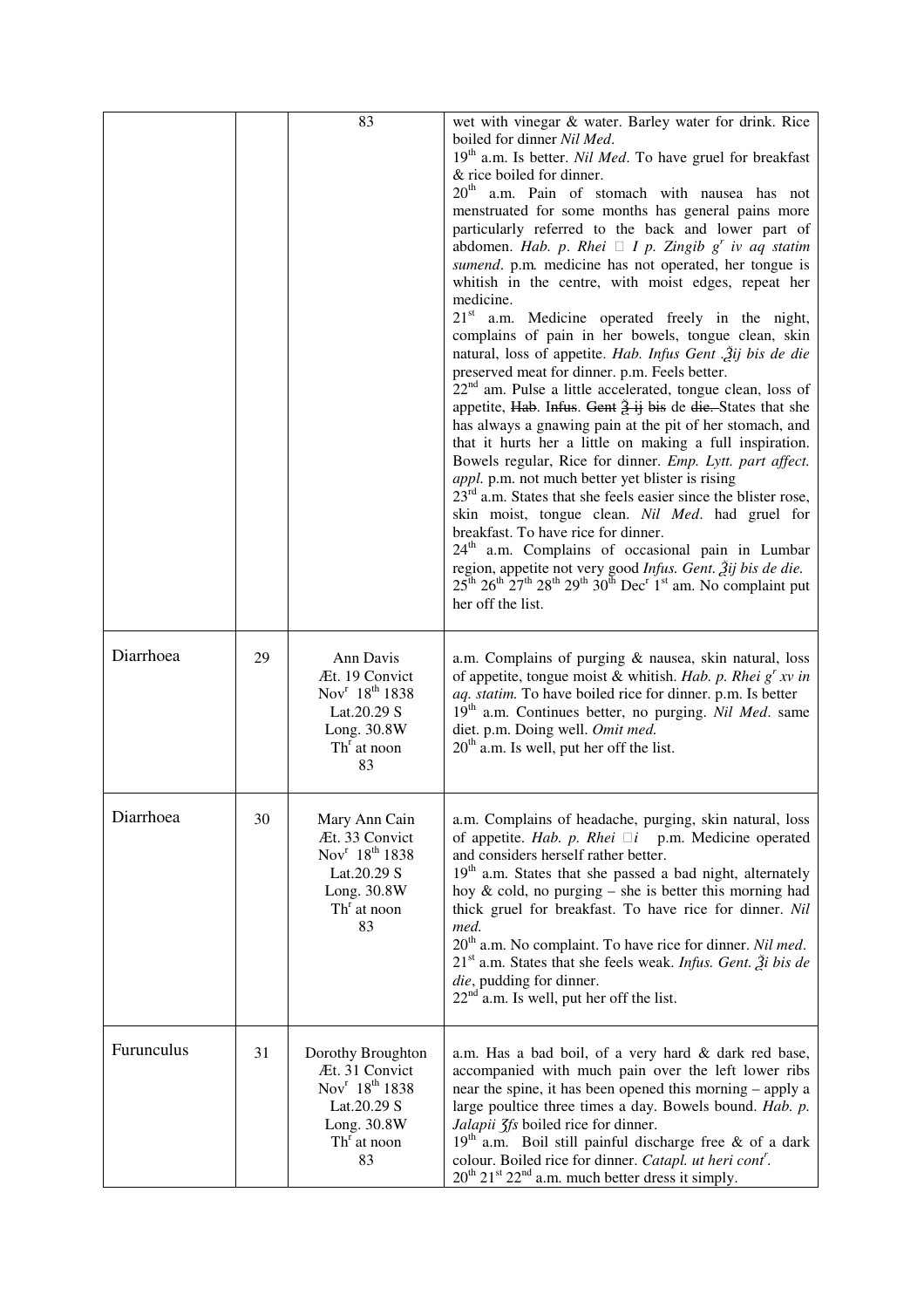| | | | |
|---|---|---|---|
| | | 83 | wet with vinegar & water. Barley water for drink. Rice boiled for dinner *Nil Med*. 19th a.m. Is better. *Nil Med*. To have gruel for breakfast & rice boiled for dinner. 20th a.m. Pain of stomach with nausea has not menstruated for some months has general pains more particularly referred to the back and lower part of abdomen. *Hab. p. Rhei* ℈ *I p. Zingib gr iv aq statim sumend*. p.m. medicine has not operated, her tongue is whitish in the centre, with moist edges, repeat her medicine. 21st a.m. Medicine operated freely in the night, complains of pain in her bowels, tongue clean, skin natural, loss of appetite. *Hab. Infus Gent ℥ij bis de die* preserved meat for dinner. p.m. Feels better. 22nd am. Pulse a little accelerated, tongue clean, loss of appetite, ~~Hab~~. ~~Infus~~. ~~Gent~~ ~~℥ ij~~ ~~bis~~ de ~~die.~~ States that she has always a gnawing pain at the pit of her stomach, and that it hurts her a little on making a full inspiration. Bowels regular, Rice for dinner. *Emp. Lytt. part affect. appl.* p.m. not much better yet blister is rising 23rd a.m. States that she feels easier since the blister rose, skin moist, tongue clean. *Nil Med*. had gruel for breakfast. To have rice for dinner. 24th a.m. Complains of occasional pain in Lumbar region, appetite not very good *Infus. Gent. ℥ij bis de die.* 25th 26th 27th 28th 29th 30th Decr 1st am. No complaint put her off the list. |
| Diarrhoea | 29 | Ann Davis Æt. 19 Convict Novr 18th 1838 Lat.20.29 S Long. 30.8W Thr at noon 83 | a.m. Complains of purging & nausea, skin natural, loss of appetite, tongue moist & whitish. *Hab. p. Rhei gr xv in aq. statim.* To have boiled rice for dinner. p.m. Is better 19th a.m. Continues better, no purging. *Nil Med*. same diet. p.m. Doing well. *Omit med.* 20th a.m. Is well, put her off the list. |
| Diarrhoea | 30 | Mary Ann Cain Æt. 33 Convict Novr 18th 1838 Lat.20.29 S Long. 30.8W Thr at noon 83 | a.m. Complains of headache, purging, skin natural, loss of appetite. *Hab. p. Rhei* ℈*i* p.m. Medicine operated and considers herself rather better. 19th a.m. States that she passed a bad night, alternately hoy & cold, no purging – she is better this morning had thick gruel for breakfast. To have rice for dinner. *Nil med.* 20th a.m. No complaint. To have rice for dinner. *Nil med*. 21st a.m. States that she feels weak. *Infus. Gent. ℥i bis de die*, pudding for dinner. 22nd a.m. Is well, put her off the list. |
| Furunculus | 31 | Dorothy Broughton Æt. 31 Convict Novr 18th 1838 Lat.20.29 S Long. 30.8W Thr at noon 83 | a.m. Has a bad boil, of a very hard & dark red base, accompanied with much pain over the left lower ribs near the spine, it has been opened this morning – apply a large poultice three times a day. Bowels bound. *Hab. p. Jalapii ʒfs* boiled rice for dinner. 19th a.m. Boil still painful discharge free & of a dark colour. Boiled rice for dinner. *Catapl. ut heri contr*. 20th 21st 22nd a.m. much better dress it simply. |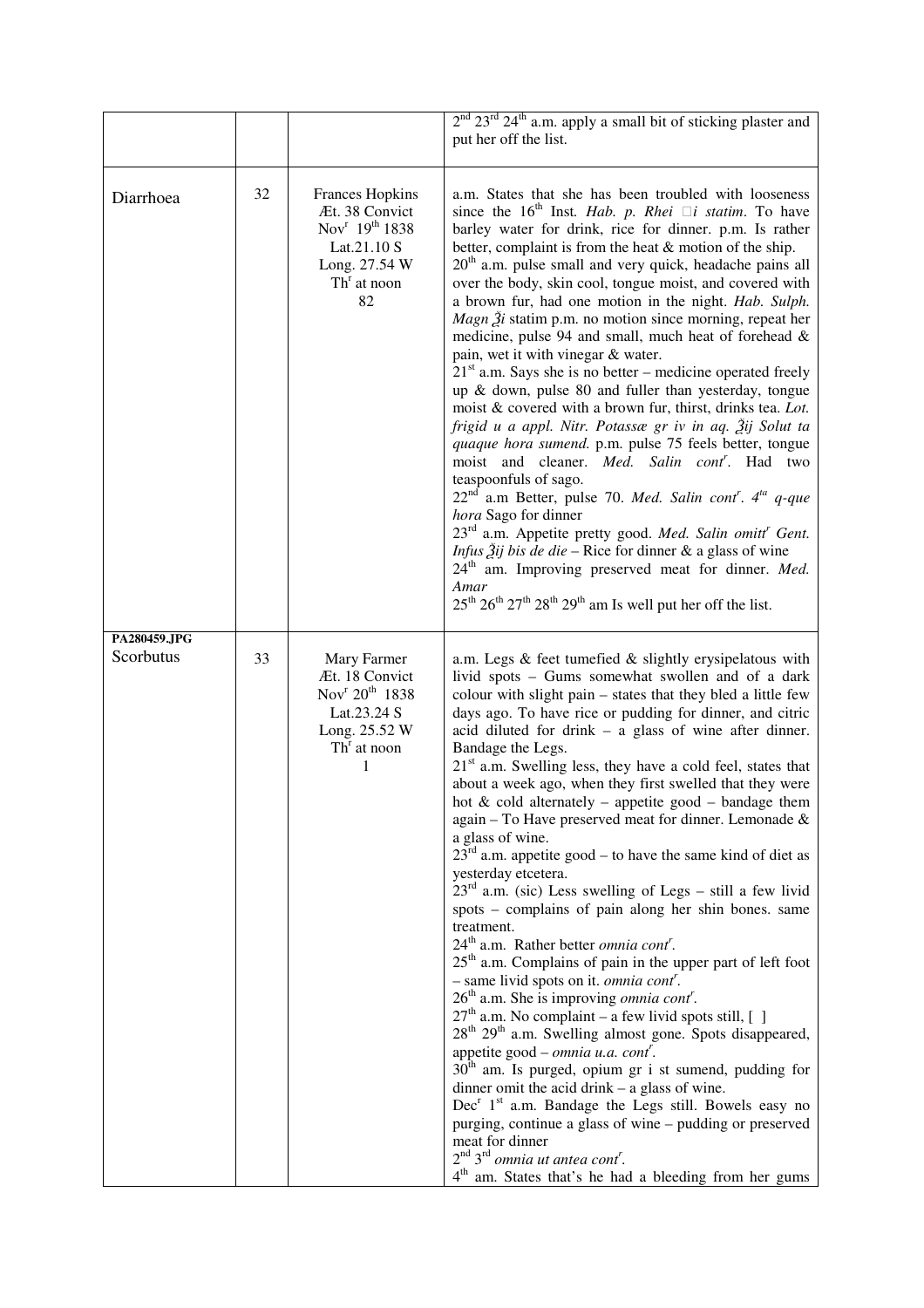| | | | |
|---|---|---|---|
| | | | $2^{nd}$ $23^{rd}$ $24^{th}$ a.m. apply a small bit of sticking plaster and put her off the list. |
| Diarrhoea | 32 | Frances Hopkins<br>Æt. 38 Convict<br>Nov[r] 19[th] 1838<br>Lat.21.10 S<br>Long. 27.54 W<br>Th[r] at noon<br>82 | a.m. States that she has been troubled with looseness since the 16[th] Inst. *Hab. p. Rhei* ℈*i statim*. To have barley water for drink, rice for dinner. p.m. Is rather better, complaint is from the heat & motion of the ship.<br>20[th] a.m. pulse small and very quick, headache pains all over the body, skin cool, tongue moist, and covered with a brown fur, had one motion in the night. *Hab. Sulph. Magn ℥i* statim p.m. no motion since morning, repeat her medicine, pulse 94 and small, much heat of forehead & pain, wet it with vinegar & water.<br>21[st] a.m. Says she is no better – medicine operated freely up & down, pulse 80 and fuller than yesterday, tongue moist & covered with a brown fur, thirst, drinks tea. *Lot. frigid u a appl. Nitr. Potassæ gr iv in aq. ℥ij Solut ta quaque hora sumend.* p.m. pulse 75 feels better, tongue moist and cleaner. *Med. Salin cont*[r]. Had two teaspoonfuls of sago.<br>22[nd] a.m Better, pulse 70. *Med. Salin cont*[r]. *4*[ta] *q-que hora* Sago for dinner<br>23[rd] a.m. Appetite pretty good. *Med. Salin omitt*[r] *Gent. Infus ℥ij bis de die* – Rice for dinner & a glass of wine<br>24[th] am. Improving preserved meat for dinner. *Med. Amar*<br>25[th] 26[th] 27[th] 28[th] 29[th] am Is well put her off the list. |
| PA280459.JPG<br>Scorbutus | 33 | Mary Farmer<br>Æt. 18 Convict<br>Nov[r] 20[th] 1838<br>Lat.23.24 S<br>Long. 25.52 W<br>Th[r] at noon<br>1 | a.m. Legs & feet tumefied & slightly erysipelatous with livid spots – Gums somewhat swollen and of a dark colour with slight pain – states that they bled a little few days ago. To have rice or pudding for dinner, and citric acid diluted for drink – a glass of wine after dinner. Bandage the Legs.<br>21[st] a.m. Swelling less, they have a cold feel, states that about a week ago, when they first swelled that they were hot & cold alternately – appetite good – bandage them again – To Have preserved meat for dinner. Lemonade & a glass of wine.<br>23[rd] a.m. appetite good – to have the same kind of diet as yesterday etcetera.<br>23[rd] a.m. (sic) Less swelling of Legs – still a few livid spots – complains of pain along her shin bones. same treatment.<br>24[th] a.m. Rather better *omnia cont*[r].<br>25[th] a.m. Complains of pain in the upper part of left foot – same livid spots on it. *omnia cont*[r].<br>26[th] a.m. She is improving *omnia cont*[r].<br>27[th] a.m. No complaint – a few livid spots still, [ ]<br>28[th] 29[th] a.m. Swelling almost gone. Spots disappeared, appetite good – *omnia u.a. cont*[r].<br>30[th] am. Is purged, opium gr i st sumend, pudding for dinner omit the acid drink – a glass of wine.<br>Dec[r] 1[st] a.m. Bandage the Legs still. Bowels easy no purging, continue a glass of wine – pudding or preserved meat for dinner<br>2[nd] 3[rd] *omnia ut antea cont*[r].<br>4[th] am. States that's he had a bleeding from her gums |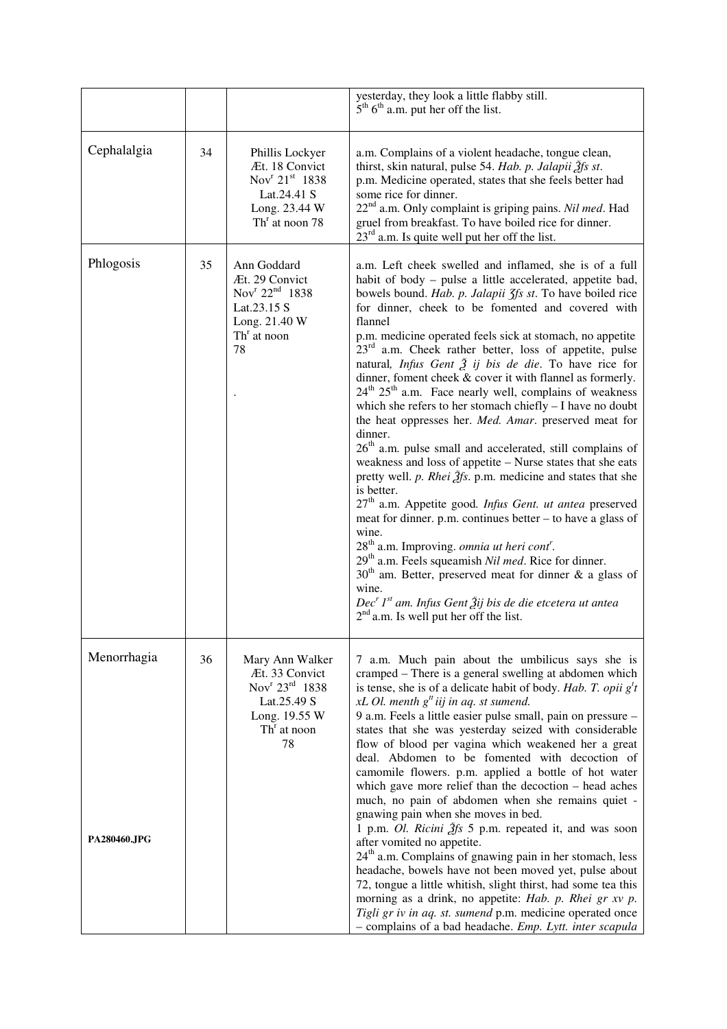|  |  |  | yesterday, they look a little flabby still.<br>5th 6th a.m. put her off the list. |
|---|---|---|---|
| Cephalalgia | 34 | Phillis Lockyer<br>Æt. 18 Convict<br>Novr 21st 1838<br>Lat.24.41 S<br>Long. 23.44 W<br>Thr at noon 78 | a.m. Complains of a violent headache, tongue clean, thirst, skin natural, pulse 54. *Hab. p. Jalapii ℨfs st*.<br>p.m. Medicine operated, states that she feels better had some rice for dinner.<br>22nd a.m. Only complaint is griping pains. *Nil med*. Had gruel from breakfast. To have boiled rice for dinner.<br>23rd a.m. Is quite well put her off the list. |
| Phlogosis | 35 | Ann Goddard<br>Æt. 29 Convict<br>Novr 22nd 1838<br>Lat.23.15 S<br>Long. 21.40 W<br>Thr at noon<br>78<br><br>. | a.m. Left cheek swelled and inflamed, she is of a full habit of body – pulse a little accelerated, appetite bad, bowels bound. *Hab. p. Jalapii ℨfs st*. To have boiled rice for dinner, cheek to be fomented and covered with flannel<br>p.m. medicine operated feels sick at stomach, no appetite<br>23rd a.m. Cheek rather better, loss of appetite, pulse natural*, Infus Gent ℥ ij bis de die*. To have rice for dinner, foment cheek & cover it with flannel as formerly.<br>24th 25th a.m. Face nearly well, complains of weakness which she refers to her stomach chiefly – I have no doubt the heat oppresses her. *Med. Amar*. preserved meat for dinner.<br>26th a.m. pulse small and accelerated, still complains of weakness and loss of appetite – Nurse states that she eats pretty well. *p. Rhei ℨfs*. p.m. medicine and states that she is better.<br>27th a.m. Appetite good*. Infus Gent. ut antea* preserved meat for dinner. p.m. continues better – to have a glass of wine.<br>28th a.m. Improving. *omnia ut heri contr*.<br>29th a.m. Feels squeamish *Nil med*. Rice for dinner.<br>30th am. Better, preserved meat for dinner & a glass of wine.<br>*Decr 1st am. Infus Gent ℥ij bis de die etcetera ut antea*<br>2nd a.m. Is well put her off the list. |
| Menorrhagia<br><br><br><br><br><br><br><br>**PA280460.JPG** | 36 | Mary Ann Walker<br>Æt. 33 Convict<br>Novr 23rd 1838<br>Lat.25.49 S<br>Long. 19.55 W<br>Thr at noon<br>78 | 7 a.m. Much pain about the umbilicus says she is cramped – There is a general swelling at abdomen which is tense, she is of a delicate habit of body. *Hab. T. opii grt xL Ol. menth gtt iij in aq. st sumend.*<br>9 a.m. Feels a little easier pulse small, pain on pressure – states that she was yesterday seized with considerable flow of blood per vagina which weakened her a great deal. Abdomen to be fomented with decoction of camomile flowers. p.m. applied a bottle of hot water which gave more relief than the decoction – head aches much, no pain of abdomen when she remains quiet - gnawing pain when she moves in bed.<br>1 p.m. *Ol. Ricini ℨfs* 5 p.m. repeated it, and was soon after vomited no appetite.<br>24th a.m. Complains of gnawing pain in her stomach, less headache, bowels have not been moved yet, pulse about 72, tongue a little whitish, slight thirst, had some tea this morning as a drink, no appetite: *Hab. p. Rhei gr xv p. Tigli gr iv in aq. st. sumend* p.m. medicine operated once – complains of a bad headache. *Emp. Lytt. inter scapula* |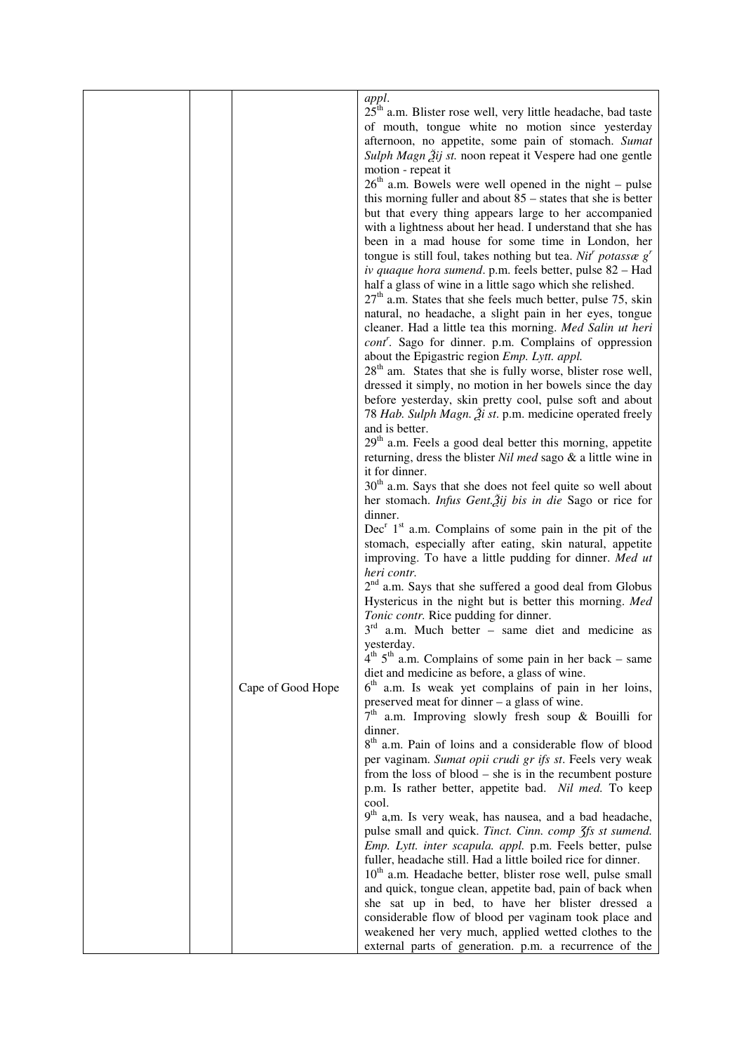| | | | |
|---|---|---|---|
| | | Cape of Good Hope | *appl*.<br>25th a.m. Blister rose well, very little headache, bad taste of mouth, tongue white no motion since yesterday afternoon, no appetite, some pain of stomach. *Sumat Sulph Magn ℥ij st.* noon repeat it Vespere had one gentle motion - repeat it<br>26th a.m. Bowels were well opened in the night – pulse this morning fuller and about 85 – states that she is better but that every thing appears large to her accompanied with a lightness about her head. I understand that she has been in a mad house for some time in London, her tongue is still foul, takes nothing but tea. *Nitr potassæ gr iv quaque hora sumend*. p.m. feels better, pulse 82 – Had half a glass of wine in a little sago which she relished.<br>27th a.m. States that she feels much better, pulse 75, skin natural, no headache, a slight pain in her eyes, tongue cleaner. Had a little tea this morning. *Med Salin ut heri contr*. Sago for dinner. p.m. Complains of oppression about the Epigastric region *Emp. Lytt. appl.*<br>28th am. States that she is fully worse, blister rose well, dressed it simply, no motion in her bowels since the day before yesterday, skin pretty cool, pulse soft and about 78 *Hab. Sulph Magn. ℥i st*. p.m. medicine operated freely and is better.<br>29th a.m. Feels a good deal better this morning, appetite returning, dress the blister *Nil med* sago & a little wine in it for dinner.<br>30th a.m. Says that she does not feel quite so well about her stomach. *Infus Gent.℥ij bis in die* Sago or rice for dinner.<br>Decr 1st a.m. Complains of some pain in the pit of the stomach, especially after eating, skin natural, appetite improving. To have a little pudding for dinner. *Med ut heri contr.*<br>2nd a.m. Says that she suffered a good deal from Globus Hystericus in the night but is better this morning. *Med Tonic contr.* Rice pudding for dinner.<br>3rd a.m. Much better – same diet and medicine as yesterday.<br>4th 5th a.m. Complains of some pain in her back – same diet and medicine as before, a glass of wine.<br>6th a.m. Is weak yet complains of pain in her loins, preserved meat for dinner – a glass of wine.<br>7th a.m. Improving slowly fresh soup & Bouilli for dinner.<br>8th a.m. Pain of loins and a considerable flow of blood per vaginam. *Sumat opii crudi gr ifs st*. Feels very weak from the loss of blood – she is in the recumbent posture p.m. Is rather better, appetite bad. *Nil med.* To keep cool.<br>9th a,m. Is very weak, has nausea, and a bad headache, pulse small and quick. *Tinct. Cinn. comp ʒfs st sumend. Emp. Lytt. inter scapula. appl.* p.m. Feels better, pulse fuller, headache still. Had a little boiled rice for dinner.<br>10th a.m. Headache better, blister rose well, pulse small and quick, tongue clean, appetite bad, pain of back when she sat up in bed, to have her blister dressed a considerable flow of blood per vaginam took place and weakened her very much, applied wetted clothes to the external parts of generation. p.m. a recurrence of the |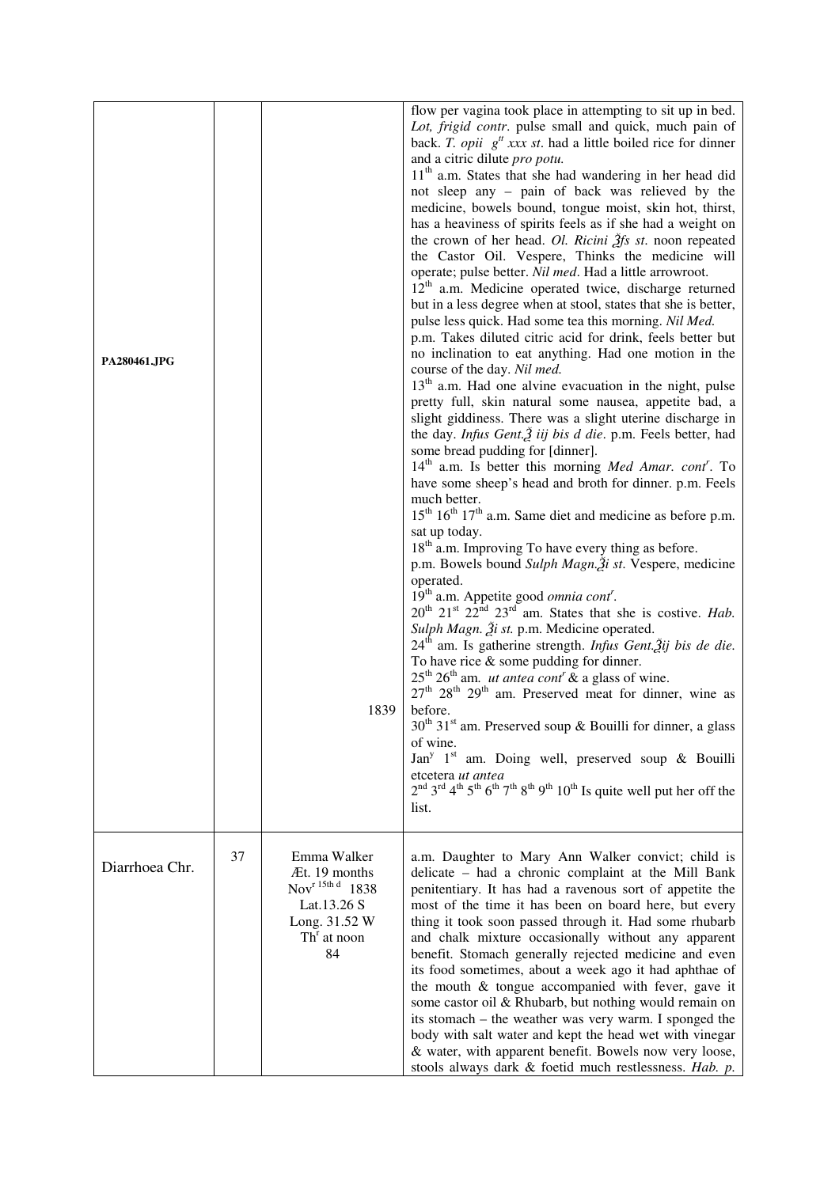| | | | |
|---|---|---|---|
| PA280461.JPG | | 1839 | flow per vagina took place in attempting to sit up in bed. *Lot, frigid contr*. pulse small and quick, much pain of back. *T. opii g^tt xxx st*. had a little boiled rice for dinner and a citric dilute *pro potu.* 11th a.m. States that she had wandering in her head did not sleep any – pain of back was relieved by the medicine, bowels bound, tongue moist, skin hot, thirst, has a heaviness of spirits feels as if she had a weight on the crown of her head. *Ol. Ricini ℥fs st*. noon repeated the Castor Oil. Vespere, Thinks the medicine will operate; pulse better. *Nil med*. Had a little arrowroot. 12th a.m. Medicine operated twice, discharge returned but in a less degree when at stool, states that she is better, pulse less quick. Had some tea this morning. *Nil Med.* p.m. Takes diluted citric acid for drink, feels better but no inclination to eat anything. Had one motion in the course of the day. *Nil med.* 13th a.m. Had one alvine evacuation in the night, pulse pretty full, skin natural some nausea, appetite bad, a slight giddiness. There was a slight uterine discharge in the day. *Infus Gent.℥ iij bis d die*. p.m. Feels better, had some bread pudding for [dinner]. 14th a.m. Is better this morning *Med Amar. cont^r*. To have some sheep's head and broth for dinner. p.m. Feels much better. 15th 16th 17th a.m. Same diet and medicine as before p.m. sat up today. 18th a.m. Improving To have every thing as before. p.m. Bowels bound *Sulph Magn.℥i st*. Vespere, medicine operated. 19th a.m. Appetite good *omnia cont^r*. 20th 21st 22nd 23rd am. States that she is costive. *Hab. Sulph Magn. ℥i st.* p.m. Medicine operated. 24th am. Is gatherine strength. *Infus Gent.℥ij bis de die.* To have rice & some pudding for dinner. 25th 26th am. *ut antea cont^r* & a glass of wine. 27th 28th 29th am. Preserved meat for dinner, wine as before. 30th 31st am. Preserved soup & Bouilli for dinner, a glass of wine. Jan^y 1st am. Doing well, preserved soup & Bouilli etcetera *ut antea* 2nd 3rd 4th 5th 6th 7th 8th 9th 10th Is quite well put her off the list. |
| Diarrhoea Chr. | 37 | Emma Walker Æt. 19 months Nov^r 15th d 1838 Lat.13.26 S Long. 31.52 W Th^r at noon 84 | a.m. Daughter to Mary Ann Walker convict; child is delicate – had a chronic complaint at the Mill Bank penitentiary. It has had a ravenous sort of appetite the most of the time it has been on board here, but every thing it took soon passed through it. Had some rhubarb and chalk mixture occasionally without any apparent benefit. Stomach generally rejected medicine and even its food sometimes, about a week ago it had aphthae of the mouth & tongue accompanied with fever, gave it some castor oil & Rhubarb, but nothing would remain on its stomach – the weather was very warm. I sponged the body with salt water and kept the head wet with vinegar & water, with apparent benefit. Bowels now very loose, stools always dark & foetid much restlessness. *Hab. p.* |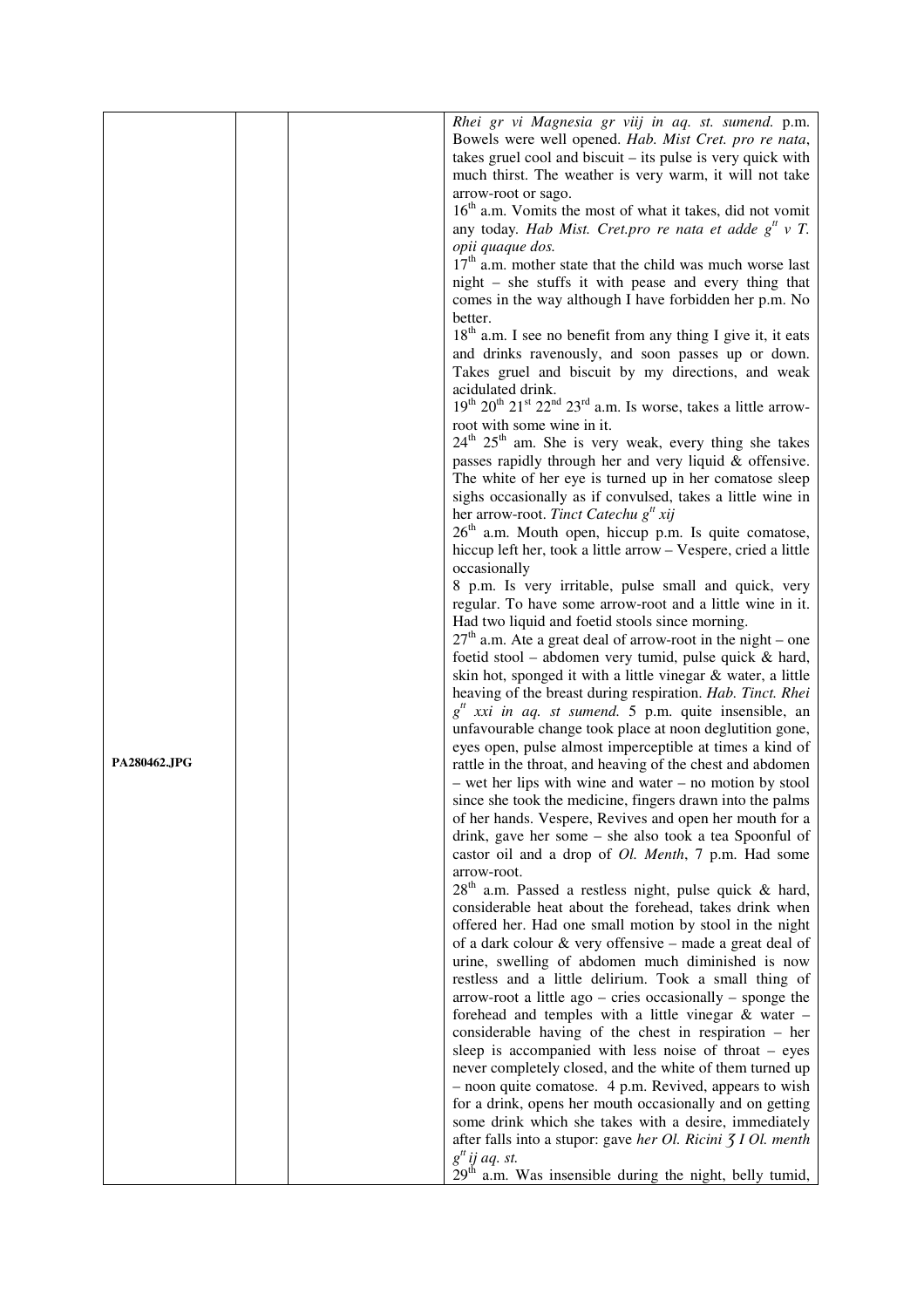| | | | |
|---|---|---|---|
| PA280462.JPG | | | *Rhei gr vi Magnesia gr viij in aq. st. sumend.* p.m. Bowels were well opened. *Hab. Mist Cret. pro re nata*, takes gruel cool and biscuit – its pulse is very quick with much thirst. The weather is very warm, it will not take arrow-root or sago.<br>16th a.m. Vomits the most of what it takes, did not vomit any today. *Hab Mist. Cret.pro re nata et adde gtt v T. opii quaque dos.*<br>17th a.m. mother state that the child was much worse last night – she stuffs it with pease and every thing that comes in the way although I have forbidden her p.m. No better.<br>18th a.m. I see no benefit from any thing I give it, it eats and drinks ravenously, and soon passes up or down. Takes gruel and biscuit by my directions, and weak acidulated drink.<br>19th 20th 21st 22nd 23rd a.m. Is worse, takes a little arrow-root with some wine in it.<br>24th 25th am. She is very weak, every thing she takes passes rapidly through her and very liquid & offensive. The white of her eye is turned up in her comatose sleep sighs occasionally as if convulsed, takes a little wine in her arrow-root. *Tinct Catechu gtt xij*<br>26th a.m. Mouth open, hiccup p.m. Is quite comatose, hiccup left her, took a little arrow – Vespere, cried a little occasionally<br>8 p.m. Is very irritable, pulse small and quick, very regular. To have some arrow-root and a little wine in it. Had two liquid and foetid stools since morning.<br>27th a.m. Ate a great deal of arrow-root in the night – one foetid stool – abdomen very tumid, pulse quick & hard, skin hot, sponged it with a little vinegar & water, a little heaving of the breast during respiration. *Hab. Tinct. Rhei gtt xxi in aq. st sumend.* 5 p.m. quite insensible, an unfavourable change took place at noon deglutition gone, eyes open, pulse almost imperceptible at times a kind of rattle in the throat, and heaving of the chest and abdomen – wet her lips with wine and water – no motion by stool since she took the medicine, fingers drawn into the palms of her hands. Vespere, Revives and open her mouth for a drink, gave her some – she also took a tea Spoonful of castor oil and a drop of *Ol. Menth*, 7 p.m. Had some arrow-root.<br>28th a.m. Passed a restless night, pulse quick & hard, considerable heat about the forehead, takes drink when offered her. Had one small motion by stool in the night of a dark colour & very offensive – made a great deal of urine, swelling of abdomen much diminished is now restless and a little delirium. Took a small thing of arrow-root a little ago – cries occasionally – sponge the forehead and temples with a little vinegar & water – considerable having of the chest in respiration – her sleep is accompanied with less noise of throat – eyes never completely closed, and the white of them turned up – noon quite comatose. 4 p.m. Revived, appears to wish for a drink, opens her mouth occasionally and on getting some drink which she takes with a desire, immediately after falls into a stupor: gave *her Ol. Ricini ʒ I Ol. menth gtt ij aq. st.*<br>29th a.m. Was insensible during the night, belly tumid, |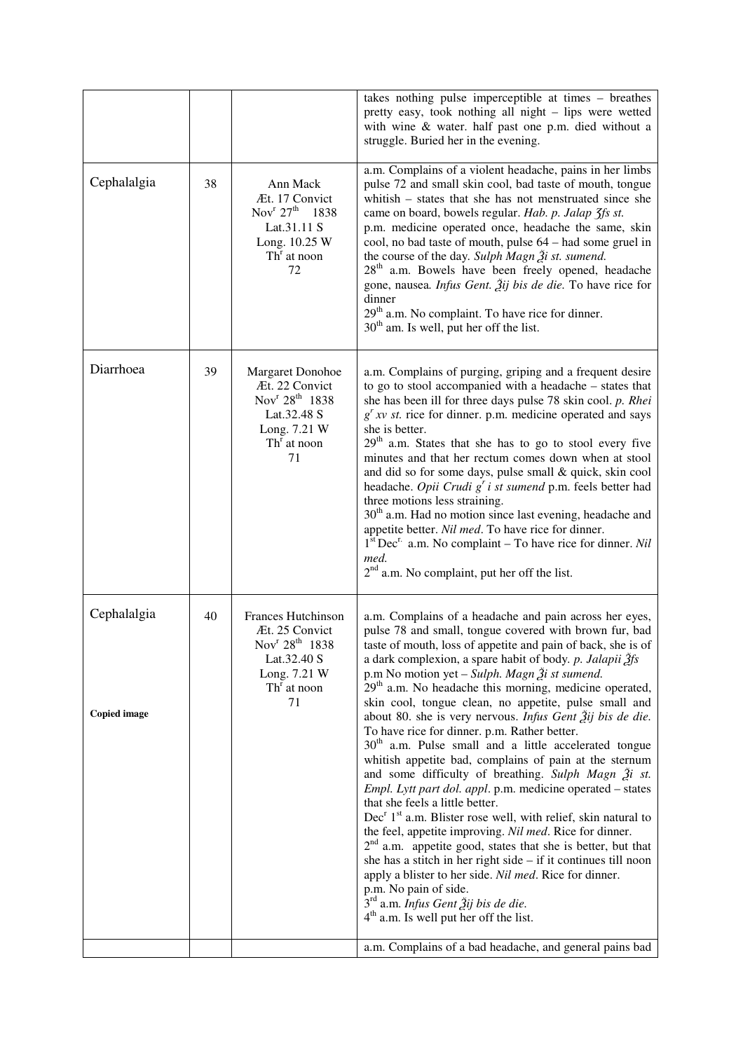| | | | |
|---|---|---|---|
| | | | takes nothing pulse imperceptible at times – breathes pretty easy, took nothing all night – lips were wetted with wine & water. half past one p.m. died without a struggle. Buried her in the evening. |
| Cephalalgia | 38 | Ann Mack<br>Æt. 17 Convict<br>Nov[r] 27[th] 1838<br>Lat.31.11 S<br>Long. 10.25 W<br>Th[r] at noon<br>72 | a.m. Complains of a violent headache, pains in her limbs pulse 72 and small skin cool, bad taste of mouth, tongue whitish – states that she has not menstruated since she came on board, bowels regular. *Hab. p. Jalap ʒfs st.*<br>p.m. medicine operated once, headache the same, skin cool, no bad taste of mouth, pulse 64 – had some gruel in the course of the day. *Sulph Magn ℥i st. sumend.*<br>28[th] a.m. Bowels have been freely opened, headache gone, nausea. *Infus Gent. ℥ij bis de die.* To have rice for dinner<br>29[th] a.m. No complaint. To have rice for dinner.<br>30[th] am. Is well, put her off the list. |
| Diarrhoea | 39 | Margaret Donohoe<br>Æt. 22 Convict<br>Nov[r] 28[th] 1838<br>Lat.32.48 S<br>Long. 7.21 W<br>Th[r] at noon<br>71 | a.m. Complains of purging, griping and a frequent desire to go to stool accompanied with a headache – states that she has been ill for three days pulse 78 skin cool. *p. Rhei g[r] xv st.* rice for dinner. p.m. medicine operated and says she is better.<br>29[th] a.m. States that she has to go to stool every five minutes and that her rectum comes down when at stool and did so for some days, pulse small & quick, skin cool headache. *Opii Crudi g[r] i st sumend* p.m. feels better had three motions less straining.<br>30[th] a.m. Had no motion since last evening, headache and appetite better. *Nil med*. To have rice for dinner.<br>1[st] Dec[r.] a.m. No complaint – To have rice for dinner. *Nil med.*<br>2[nd] a.m. No complaint, put her off the list. |
| Cephalalgia<br><br><br><br>**Copied image** | 40 | Frances Hutchinson<br>Æt. 25 Convict<br>Nov[r] 28[th] 1838<br>Lat.32.40 S<br>Long. 7.21 W<br>Th[r] at noon<br>71 | a.m. Complains of a headache and pain across her eyes, pulse 78 and small, tongue covered with brown fur, bad taste of mouth, loss of appetite and pain of back, she is of a dark complexion, a spare habit of body. *p. Jalapii ℥fs*<br>p.m No motion yet – *Sulph. Magn ℥i st sumend.*<br>29[th] a.m. No headache this morning, medicine operated, skin cool, tongue clean, no appetite, pulse small and about 80. she is very nervous. *Infus Gent ℥ij bis de die.* To have rice for dinner. p.m. Rather better.<br>30[th] a.m. Pulse small and a little accelerated tongue whitish appetite bad, complains of pain at the sternum and some difficulty of breathing. *Sulph Magn ℥i st. Empl. Lytt part dol. appl*. p.m. medicine operated – states that she feels a little better.<br>Dec[r] 1[st] a.m. Blister rose well, with relief, skin natural to the feel, appetite improving. *Nil med*. Rice for dinner.<br>2[nd] a.m. appetite good, states that she is better, but that she has a stitch in her right side – if it continues till noon apply a blister to her side. *Nil med*. Rice for dinner.<br>p.m. No pain of side.<br>3[rd] a.m. *Infus Gent ℥ij bis de die.*<br>4[th] a.m. Is well put her off the list. |
| | | | a.m. Complains of a bad headache, and general pains bad |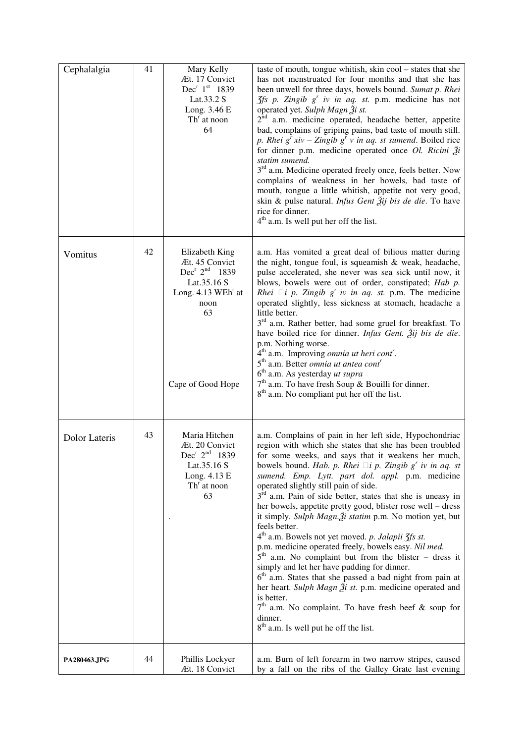| | | | |
|---|---|---|---|
| Cephalalgia | 41 | Mary Kelly<br>Æt. 17 Convict<br>Dec[r] 1[st] 1839<br>Lat.33.2 S<br>Long. 3.46 E<br>Th[r] at noon<br>64 | taste of mouth, tongue whitish, skin cool – states that she has not menstruated for four months and that she has been unwell for three days, bowels bound. *Sumat p. Rhei ʒſs p. Zingib g[r] iv in aq. st.* p.m. medicine has not operated yet. *Sulph Magn ℥i st.*<br>2[nd] a.m. medicine operated, headache better, appetite bad, complains of griping pains, bad taste of mouth still. *p. Rhei g[r] xiv – Zingib g[r] v in aq. st sumend*. Boiled rice for dinner p.m. medicine operated once *Ol. Ricini ℥i statim sumend.*<br>3[rd] a.m. Medicine operated freely once, feels better. Now complains of weakness in her bowels, bad taste of mouth, tongue a little whitish, appetite not very good, skin & pulse natural. *Infus Gent ℥ij bis de die*. To have rice for dinner.<br>4[th] a.m. Is well put her off the list. |
| Vomitus | 42 | Elizabeth King<br>Æt. 45 Convict<br>Dec[r] 2[nd] 1839<br>Lat.35.16 S<br>Long. 4.13 WEh[r] at noon<br>63<br><br>Cape of Good Hope | a.m. Has vomited a great deal of bilious matter during the night, tongue foul, is squeamish & weak, headache, pulse accelerated, she never was sea sick until now, it blows, bowels were out of order, constipated; *Hab p. Rhei* □*i p. Zingib g[r] iv in aq. st.* p.m. The medicine operated slightly, less sickness at stomach, headache a little better.<br>3[rd] a.m. Rather better, had some gruel for breakfast. To have boiled rice for dinner. *Infus Gent. ℥ij bis de die*. p.m. Nothing worse.<br>4[th] a.m. Improving *omnia ut heri cont[r]*.<br>5[th] a.m. Better *omnia ut antea cont[r]*<br>6[th] a.m. As yesterday *ut supra*<br>7[th] a.m. To have fresh Soup & Bouilli for dinner.<br>8[th] a.m. No compliant put her off the list. |
| Dolor Lateris | 43 | Maria Hitchen<br>Æt. 20 Convict<br>Dec[r] 2[nd] 1839<br>Lat.35.16 S<br>Long. 4.13 E<br>Th[r] at noon<br>63<br>. | a.m. Complains of pain in her left side, Hypochondriac region with which she states that she has been troubled for some weeks, and says that it weakens her much, bowels bound. *Hab. p. Rhei* □*i p. Zingib g[r] iv in aq. st sumend. Emp. Lytt. part dol. appl.* p.m. medicine operated slightly still pain of side.<br>3[rd] a.m. Pain of side better, states that she is uneasy in her bowels, appetite pretty good, blister rose well – dress it simply. *Sulph Magn.℥i statim* p.m. No motion yet, but feels better.<br>4[th] a.m. Bowels not yet moved. *p. Jalapii ʒſs st.*<br>p.m. medicine operated freely, bowels easy. *Nil med.*<br>5[th] a.m. No complaint but from the blister – dress it simply and let her have pudding for dinner.<br>6[th] a.m. States that she passed a bad night from pain at her heart. *Sulph Magn ℥i st.* p.m. medicine operated and is better.<br>7[th] a.m. No complaint. To have fresh beef & soup for dinner.<br>8[th] a.m. Is well put he off the list. |
| **PA280463.JPG** | 44 | Phillis Lockyer<br>Æt. 18 Convict | a.m. Burn of left forearm in two narrow stripes, caused by a fall on the ribs of the Galley Grate last evening |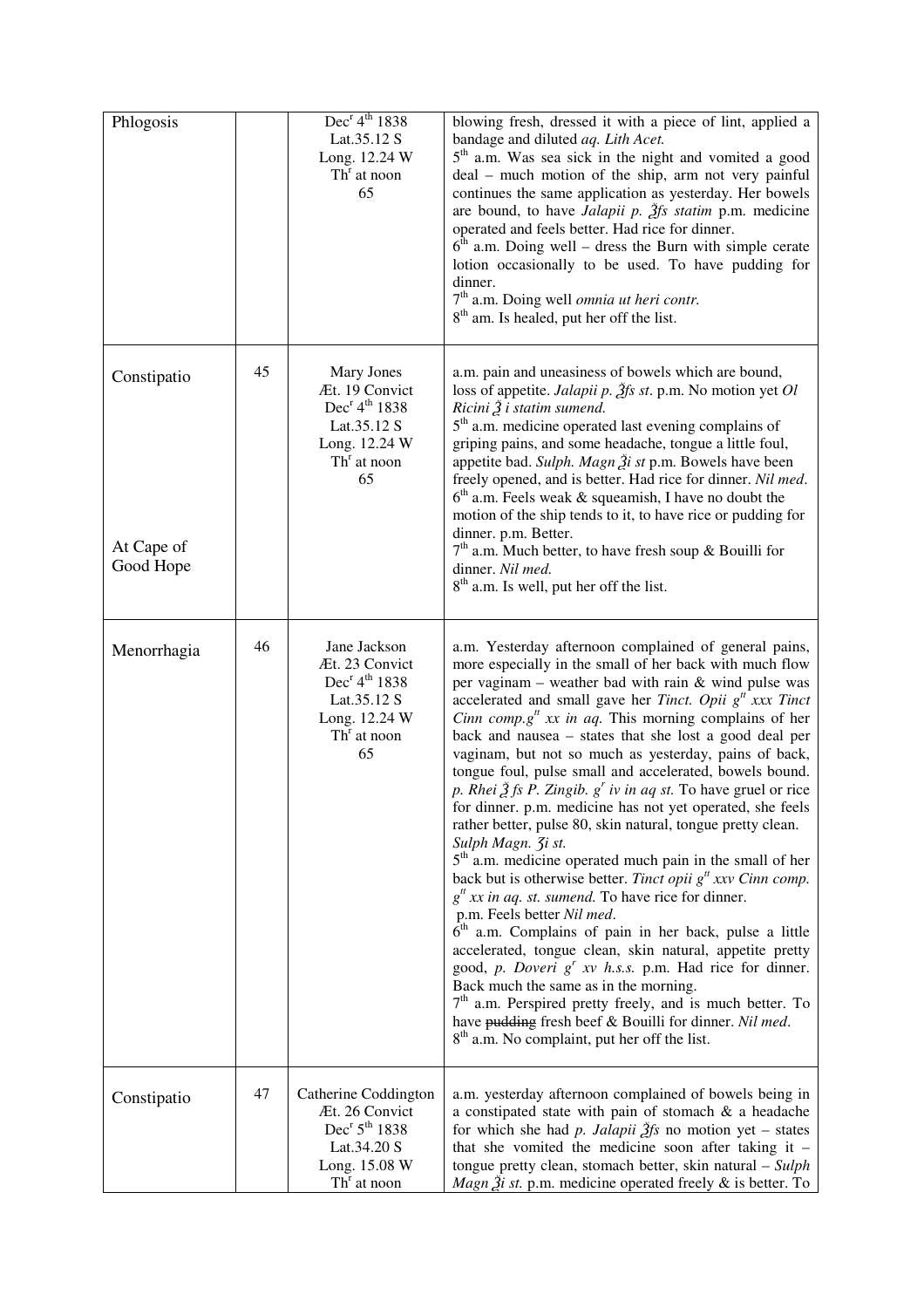| Phlogosis | | Dec[r] 4[th] 1838<br>Lat.35.12 S<br>Long. 12.24 W<br>Th[r] at noon<br>65 | blowing fresh, dressed it with a piece of lint, applied a bandage and diluted *aq. Lith Acet.*<br>5[th] a.m. Was sea sick in the night and vomited a good deal – much motion of the ship, arm not very painful continues the same application as yesterday. Her bowels are bound, to have *Jalapii p. ℥fs statim* p.m. medicine operated and feels better. Had rice for dinner.<br>6[th] a.m. Doing well – dress the Burn with simple cerate lotion occasionally to be used. To have pudding for dinner.<br>7[th] a.m. Doing well *omnia ut heri contr.*<br>8[th] am. Is healed, put her off the list. |
|---|---|---|---|
| Constipatio<br><br><br><br><br><br>At Cape of Good Hope | 45 | Mary Jones<br>Æt. 19 Convict<br>Dec[r] 4[th] 1838<br>Lat.35.12 S<br>Long. 12.24 W<br>Th[r] at noon<br>65 | a.m. pain and uneasiness of bowels which are bound, loss of appetite. *Jalapii p. ℥fs st*. p.m. No motion yet *Ol Ricini ℥ i statim sumend.*<br>5[th] a.m. medicine operated last evening complains of griping pains, and some headache, tongue a little foul, appetite bad. *Sulph. Magn ℥i st* p.m. Bowels have been freely opened, and is better. Had rice for dinner. *Nil med*.<br>6[th] a.m. Feels weak & squeamish, I have no doubt the motion of the ship tends to it, to have rice or pudding for dinner. p.m. Better.<br>7[th] a.m. Much better, to have fresh soup & Bouilli for dinner. *Nil med.*<br>8[th] a.m. Is well, put her off the list. |
| Menorrhagia | 46 | Jane Jackson<br>Æt. 23 Convict<br>Dec[r] 4[th] 1838<br>Lat.35.12 S<br>Long. 12.24 W<br>Th[r] at noon<br>65 | a.m. Yesterday afternoon complained of general pains, more especially in the small of her back with much flow per vaginam – weather bad with rain & wind pulse was accelerated and small gave her *Tinct. Opii g[tt] xxx Tinct Cinn comp.g[tt] xx in aq.* This morning complains of her back and nausea – states that she lost a good deal per vaginam, but not so much as yesterday, pains of back, tongue foul, pulse small and accelerated, bowels bound. *p. Rhei ℥ fs P. Zingib. g[r] iv in aq st.* To have gruel or rice for dinner. p.m. medicine has not yet operated, she feels rather better, pulse 80, skin natural, tongue pretty clean. *Sulph Magn. ℨi st.*<br>5[th] a.m. medicine operated much pain in the small of her back but is otherwise better. *Tinct opii g[tt] xxv Cinn comp. g[tt] xx in aq. st. sumend.* To have rice for dinner.<br>p.m. Feels better *Nil med*.<br>6[th] a.m. Complains of pain in her back, pulse a little accelerated, tongue clean, skin natural, appetite pretty good, *p. Doveri g[r] xv h.s.s.* p.m. Had rice for dinner. Back much the same as in the morning.<br>7[th] a.m. Perspired pretty freely, and is much better. To have ~~pudding~~ fresh beef & Bouilli for dinner. *Nil med*.<br>8[th] a.m. No complaint, put her off the list. |
| Constipatio | 47 | Catherine Coddington<br>Æt. 26 Convict<br>Dec[r] 5[th] 1838<br>Lat.34.20 S<br>Long. 15.08 W<br>Th[r] at noon | a.m. yesterday afternoon complained of bowels being in a constipated state with pain of stomach & a headache for which she had *p. Jalapii ℥fs* no motion yet – states that she vomited the medicine soon after taking it – tongue pretty clean, stomach better, skin natural – *Sulph Magn ℥i st.* p.m. medicine operated freely & is better. To |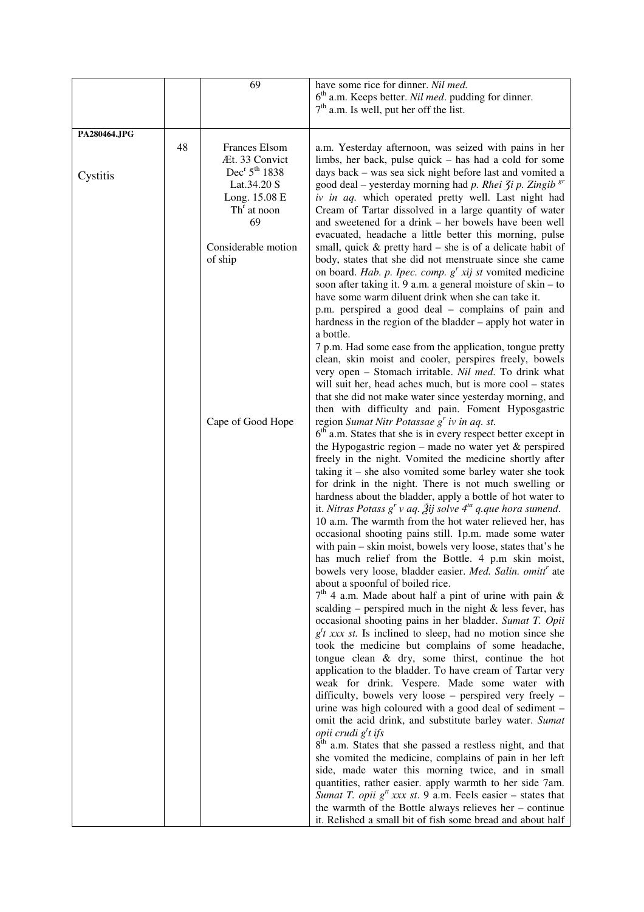|  |  | 69 | have some rice for dinner. *Nil med.*<br>6th a.m. Keeps better. *Nil med*. pudding for dinner.<br>7th a.m. Is well, put her off the list. |
|---|---|---|---|
| PA280464.JPG<br><br>Cystitis | 48 | Frances Elsom<br>Æt. 33 Convict<br>Decr 5th 1838<br>Lat.34.20 S<br>Long. 15.08 E<br>Thr at noon<br>69<br><br>Considerable motion of ship<br><br><br><br><br><br><br><br><br><br>Cape of Good Hope | a.m. Yesterday afternoon, was seized with pains in her limbs, her back, pulse quick – has had a cold for some days back – was sea sick night before last and vomited a good deal – yesterday morning had *p. Rhei ʒi p. Zingib gr iv in aq.* which operated pretty well. Last night had Cream of Tartar dissolved in a large quantity of water and sweetened for a drink – her bowels have been well evacuated, headache a little better this morning, pulse small, quick & pretty hard – she is of a delicate habit of body, states that she did not menstruate since she came on board. *Hab. p. Ipec. comp. gr xij st* vomited medicine soon after taking it. 9 a.m. a general moisture of skin – to have some warm diluent drink when she can take it.<br>p.m. perspired a good deal – complains of pain and hardness in the region of the bladder – apply hot water in a bottle.<br>7 p.m. Had some ease from the application, tongue pretty clean, skin moist and cooler, perspires freely, bowels very open – Stomach irritable. *Nil med.* To drink what will suit her, head aches much, but is more cool – states that she did not make water since yesterday morning, and then with difficulty and pain. Foment Hyposgastric region *Sumat Nitr Potassae gr iv in aq. st.*<br>6th a.m. States that she is in every respect better except in the Hypogastric region – made no water yet & perspired freely in the night. Vomited the medicine shortly after taking it – she also vomited some barley water she took for drink in the night. There is not much swelling or hardness about the bladder, apply a bottle of hot water to it. *Nitras Potass gr v aq. ℥ij solve 4ta q.que hora sumend*.<br>10 a.m. The warmth from the hot water relieved her, has occasional shooting pains still. 1p.m. made some water with pain – skin moist, bowels very loose, states that's he has much relief from the Bottle. 4 p.m skin moist, bowels very loose, bladder easier. *Med. Salin. omittr* ate about a spoonful of boiled rice.<br>7th 4 a.m. Made about half a pint of urine with pain & scalding – perspired much in the night & less fever, has occasional shooting pains in her bladder. *Sumat T. Opii gtt xxx st.* Is inclined to sleep, had no motion since she took the medicine but complains of some headache, tongue clean & dry, some thirst, continue the hot application to the bladder. To have cream of Tartar very weak for drink. Vespere. Made some water with difficulty, bowels very loose – perspired very freely – urine was high coloured with a good deal of sediment – omit the acid drink, and substitute barley water. *Sumat opii crudi gtt ifs*<br>8th a.m. States that she passed a restless night, and that she vomited the medicine, complains of pain in her left side, made water this morning twice, and in small quantities, rather easier. apply warmth to her side 7am. *Sumat T. opii gtt xxx st*. 9 a.m. Feels easier – states that the warmth of the Bottle always relieves her – continue it. Relished a small bit of fish some bread and about half |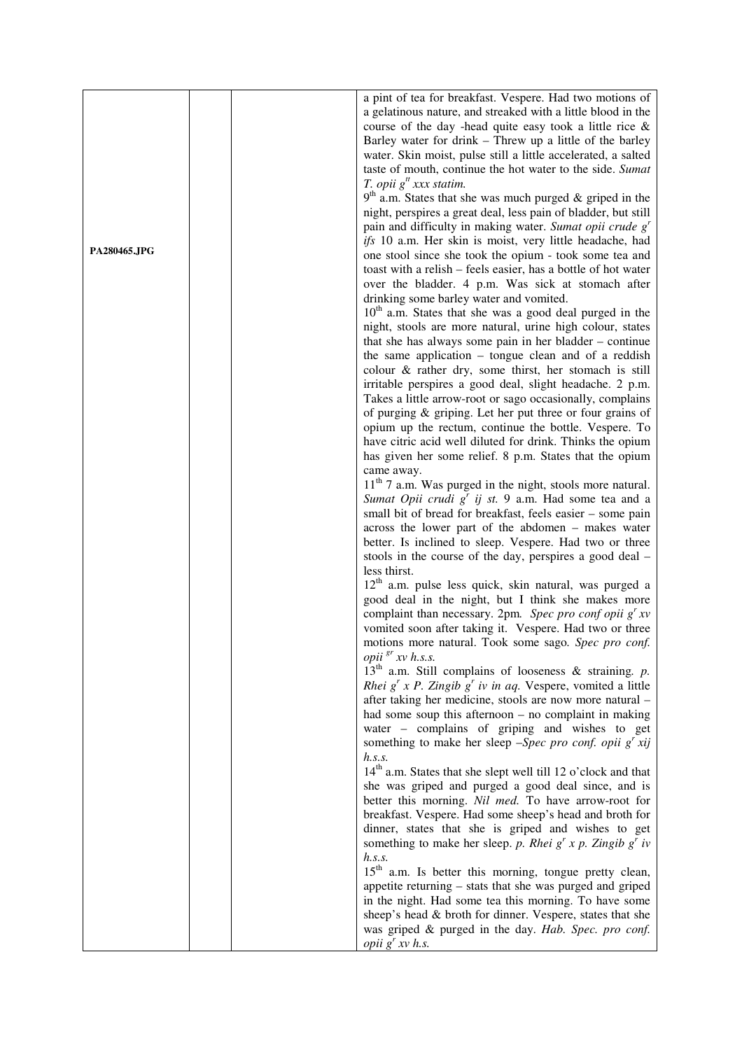| | | | |
|---|---|---|---|
| **PA280465.JPG** | | | a pint of tea for breakfast. Vespere. Had two motions of a gelatinous nature, and streaked with a little blood in the course of the day -head quite easy took a little rice & Barley water for drink – Threw up a little of the barley water. Skin moist, pulse still a little accelerated, a salted taste of mouth, continue the hot water to the side. *Sumat T. opii g^tt xxx statim.* 9^th a.m. States that she was much purged & griped in the night, perspires a great deal, less pain of bladder, but still pain and difficulty in making water. *Sumat opii crude g^r ifs* 10 a.m. Her skin is moist, very little headache, had one stool since she took the opium - took some tea and toast with a relish – feels easier, has a bottle of hot water over the bladder. 4 p.m. Was sick at stomach after drinking some barley water and vomited. 10^th a.m. States that she was a good deal purged in the night, stools are more natural, urine high colour, states that she has always some pain in her bladder – continue the same application – tongue clean and of a reddish colour & rather dry, some thirst, her stomach is still irritable perspires a good deal, slight headache. 2 p.m. Takes a little arrow-root or sago occasionally, complains of purging & griping. Let her put three or four grains of opium up the rectum, continue the bottle. Vespere. To have citric acid well diluted for drink. Thinks the opium has given her some relief. 8 p.m. States that the opium came away. 11^th 7 a.m. Was purged in the night, stools more natural. *Sumat Opii crudi g^r ij st.* 9 a.m. Had some tea and a small bit of bread for breakfast, feels easier – some pain across the lower part of the abdomen – makes water better. Is inclined to sleep. Vespere. Had two or three stools in the course of the day, perspires a good deal – less thirst. 12^th a.m. pulse less quick, skin natural, was purged a good deal in the night, but I think she makes more complaint than necessary. 2pm. *Spec pro conf opii g^r xv* vomited soon after taking it. Vespere. Had two or three motions more natural. Took some sago. *Spec pro conf. opii ^gr xv h.s.s.* 13^th a.m. Still complains of looseness & straining. *p. Rhei g^r x P. Zingib g^r iv in aq.* Vespere, vomited a little after taking her medicine, stools are now more natural – had some soup this afternoon – no complaint in making water – complains of griping and wishes to get something to make her sleep –*Spec pro conf. opii g^r xij h.s.s.* 14^th a.m. States that she slept well till 12 o'clock and that she was griped and purged a good deal since, and is better this morning. *Nil med.* To have arrow-root for breakfast. Vespere. Had some sheep's head and broth for dinner, states that she is griped and wishes to get something to make her sleep. *p. Rhei g^r x p. Zingib g^r iv h.s.s.* 15^th a.m. Is better this morning, tongue pretty clean, appetite returning – stats that she was purged and griped in the night. Had some tea this morning. To have some sheep's head & broth for dinner. Vespere, states that she was griped & purged in the day. *Hab. Spec. pro conf. opii g^r xv h.s.* |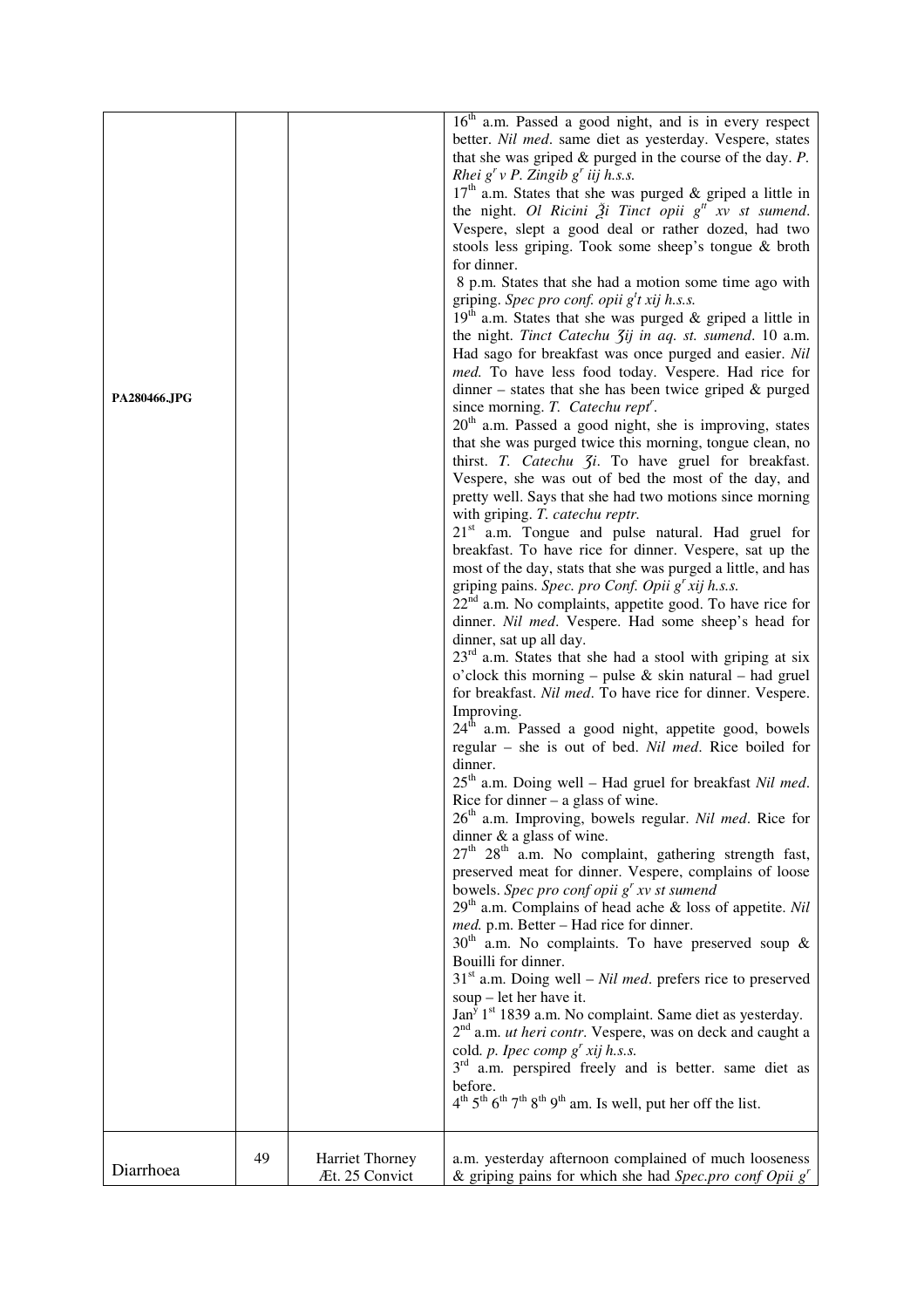| | | | |
|---|---|---|---|
| PA280466.JPG | | | 16[th] a.m. Passed a good night, and is in every respect better. *Nil med*. same diet as yesterday. Vespere, states that she was griped & purged in the course of the day. *P. Rhei g[r] v P. Zingib g[r] iij h.s.s.* 17[th] a.m. States that she was purged & griped a little in the night. *Ol Ricini ℥i Tinct opii g[tt] xv st sumend*. Vespere, slept a good deal or rather dozed, had two stools less griping. Took some sheep's tongue & broth for dinner. 8 p.m. States that she had a motion some time ago with griping. *Spec pro conf. opii g[t]t xij h.s.s.* 19[th] a.m. States that she was purged & griped a little in the night. *Tinct Catechu ℥ij in aq. st. sumend*. 10 a.m. Had sago for breakfast was once purged and easier. *Nil med.* To have less food today. Vespere. Had rice for dinner – states that she has been twice griped & purged since morning. *T. Catechu rept[r].* 20[th] a.m. Passed a good night, she is improving, states that she was purged twice this morning, tongue clean, no thirst. *T. Catechu ℥i*. To have gruel for breakfast. Vespere, she was out of bed the most of the day, and pretty well. Says that she had two motions since morning with griping. *T. catechu reptr.* 21[st] a.m. Tongue and pulse natural. Had gruel for breakfast. To have rice for dinner. Vespere, sat up the most of the day, stats that she was purged a little, and has griping pains. *Spec. pro Conf. Opii g[r] xij h.s.s.* 22[nd] a.m. No complaints, appetite good. To have rice for dinner. *Nil med*. Vespere. Had some sheep's head for dinner, sat up all day. 23[rd] a.m. States that she had a stool with griping at six o'clock this morning – pulse & skin natural – had gruel for breakfast. *Nil med*. To have rice for dinner. Vespere. Improving. 24[th] a.m. Passed a good night, appetite good, bowels regular – she is out of bed. *Nil med*. Rice boiled for dinner. 25[th] a.m. Doing well – Had gruel for breakfast *Nil med*. Rice for dinner – a glass of wine. 26[th] a.m. Improving, bowels regular. *Nil med*. Rice for dinner & a glass of wine. 27[th] 28[th] a.m. No complaint, gathering strength fast, preserved meat for dinner. Vespere, complains of loose bowels. *Spec pro conf opii g[r] xv st sumend* 29[th] a.m. Complains of head ache & loss of appetite. *Nil med.* p.m. Better – Had rice for dinner. 30[th] a.m. No complaints. To have preserved soup & Bouilli for dinner. 31[st] a.m. Doing well – *Nil med*. prefers rice to preserved soup – let her have it. Jan[y] 1[st] 1839 a.m. No complaint. Same diet as yesterday. 2[nd] a.m. *ut heri contr*. Vespere, was on deck and caught a cold. *p. Ipec comp g[r] xij h.s.s.* 3[rd] a.m. perspired freely and is better. same diet as before. 4[th] 5[th] 6[th] 7[th] 8[th] 9[th] am. Is well, put her off the list. |
| Diarrhoea | 49 | Harriet Thorney Æt. 25 Convict | a.m. yesterday afternoon complained of much looseness & griping pains for which she had *Spec.pro conf Opii g[r]* |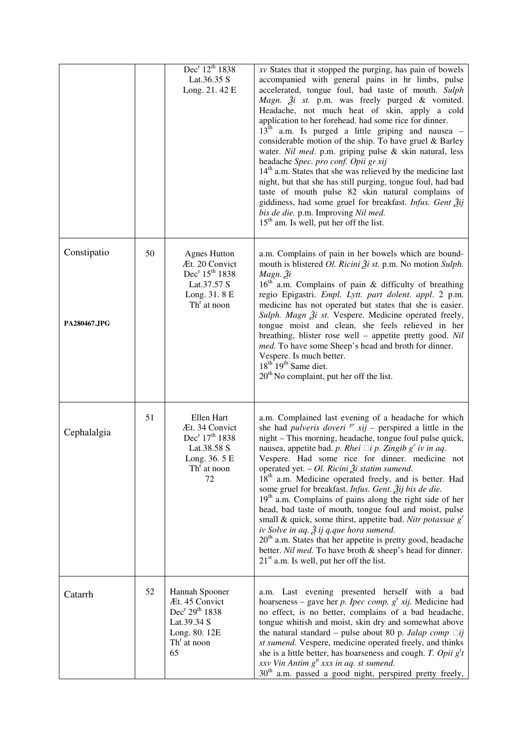| | | | |
|---|---|---|---|
| | | Dec[r] 12[th] 1838<br>Lat.36.35 S<br>Long. 21. 42 E | *xv* States that it stopped the purging, has pain of bowels accompanied with general pains in hr limbs, pulse accelerated, tongue foul, bad taste of mouth. *Sulph Magn. ℥i st.* p.m. was freely purged & vomited. Headache, not much heat of skin, apply a cold application to her forehead. had some rice for dinner.<br>13[th] a.m. Is purged a little griping and nausea – considerable motion of the ship. To have gruel & Barley water. *Nil med*. p.m. griping pulse & skin natural, less headache *Spec. pro conf. Opii gr xij*<br>14[th] a.m. States that she was relieved by the medicine last night, but that she has still purging, tongue foul, had bad taste of mouth pulse 82 skin natural complains of giddiness, had some gruel for breakfast. *Infus. Gent ℥ij bis de die.* p.m. Improving *Nil med.*<br>15[th] am. Is well, put her off the list. |
| Constipatio<br><br>**PA280467.JPG** | 50 | Agnes Hutton<br>Æt. 20 Convict<br>Dec[r] 15[th] 1838<br>Lat.37.57 S<br>Long. 31. 8 E<br>Th[r] at noon | a.m. Complains of pain in her bowels which are bound- mouth is blistered *Ol. Ricini ℥i st.* p.m. No motion *Sulph. Magn. ℥i*<br>16[th] a.m. Complains of pain & difficulty of breathing regio Epigastri. *Empl. Lytt. part dolent. appl*. 2 p.m. medicine has not operated but states that she is easier. *Sulph. Magn ℥i st*. Vespere. Medicine operated freely, tongue moist and clean, she feels relieved in her breathing, blister rose well – appetite pretty good. *Nil med.* To have some Sheep's head and broth for dinner.<br>Vespere. Is much better.<br>18[th] 19[th] Same diet.<br>20[th] No complaint, put her off the list. |
| Cephalalgia | 51 | Ellen Hart<br>Æt. 34 Convict<br>Dec[r] 17[th] 1838<br>Lat.38.58 S<br>Long. 36. 5 E<br>Th[r] at noon<br>72 | a.m. Complained last evening of a headache for which she had *pulveris doveri* [gr] *xij* – perspired a little in the night – This morning, headache, tongue foul pulse quick, nausea, appetite bad. *p. Rhei* □*i p. Zingib g*[r] *iv in aq.* Vespere. Had some rice for dinner. medicine not operated yet. – *Ol. Ricini ℥i statim sumend*.<br>18[th] a.m. Medicine operated freely, and is better. Had some gruel for breakfast. *Infus. Gent. ℥ij bis de die.*<br>19[th] a.m. Complains of pains along the right side of her head, bad taste of mouth, tongue foul and moist, pulse small & quick, some thirst, appetite bad. *Nitr potassae g*[r] *iv Solve in aq. ℥ ij q.que hora sumend.*<br>20[th] a.m. States that her appetite is pretty good, headache better. *Nil med.* To have broth & sheep's head for dinner.<br>21[st] a.m. Is well, put her off the list. |
| Catarrh | 52 | Hannah Spooner<br>Æt. 45 Convict<br>Dec[r] 29[th] 1838<br>Lat.39.34 S<br>Long. 80. 12E<br>Th[r] at noon<br>65 | a.m. Last evening presented herself with a bad hoarseness – gave her *p. Ipec comp. g*[r] *xij.* Medicine had no effect, is no better, complains of a bad headache, tongue whitish and moist, skin dry and somewhat above the natural standard – pulse about 80 p. *Jalap comp* □*ij st sumend*. Vespere, medicine operated freely, and thinks she is a little better, has hoarseness and cough. *T. Opii g*[t] *xxv Vin Antim g*[tt] *xxx in aq. st sumend.*<br>30[th] a.m. passed a good night, perspired pretty freely, |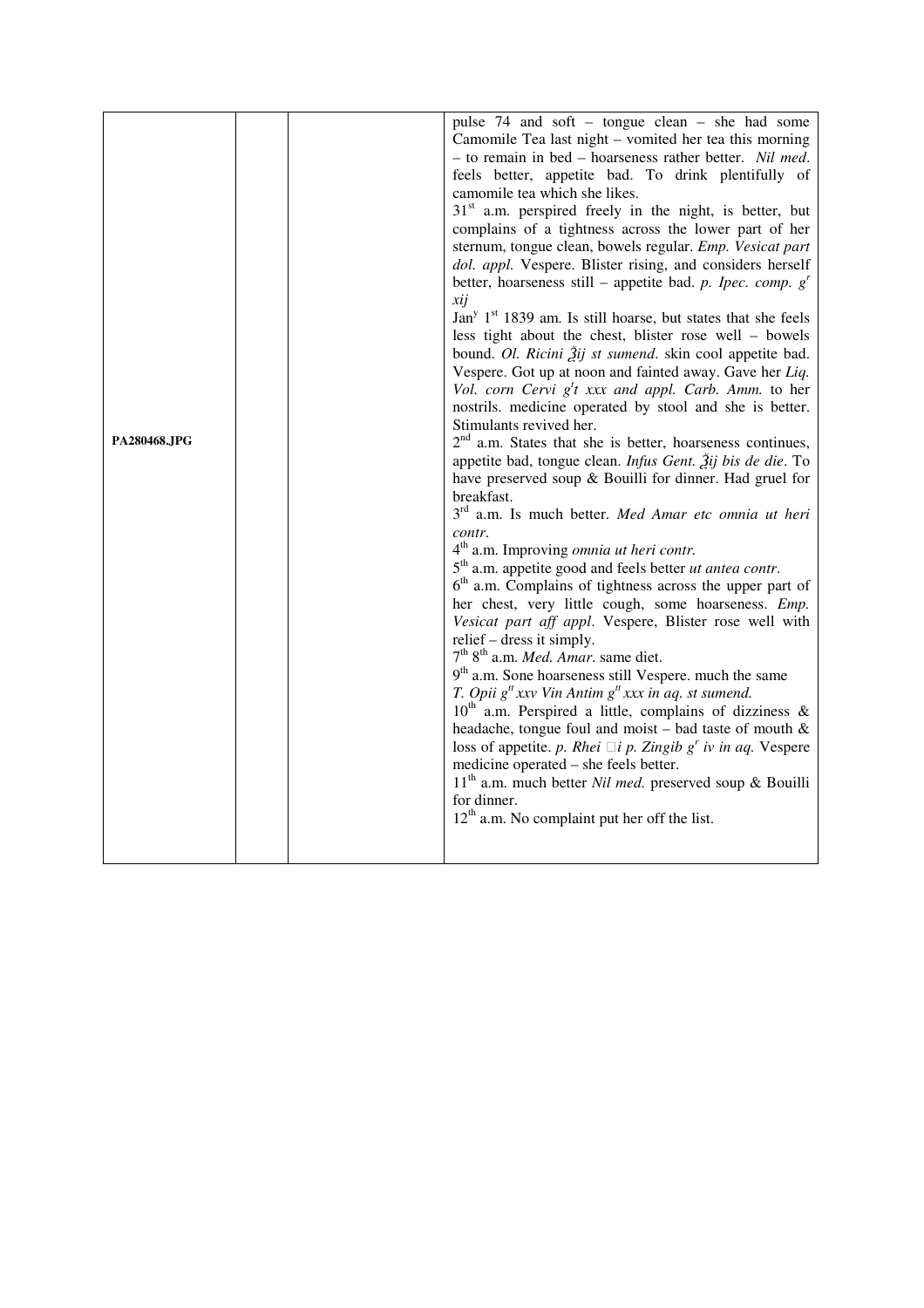| PA280468.JPG | | | pulse 74 and soft – tongue clean – she had some Camomile Tea last night – vomited her tea this morning – to remain in bed – hoarseness rather better. *Nil med*. feels better, appetite bad. To drink plentifully of camomile tea which she likes.<br>31st a.m. perspired freely in the night, is better, but complains of a tightness across the lower part of her sternum, tongue clean, bowels regular. *Emp. Vesicat part dol. appl.* Vespere. Blister rising, and considers herself better, hoarseness still – appetite bad. *p. Ipec. comp. gr xij*<br>Jany 1st 1839 am. Is still hoarse, but states that she feels less tight about the chest, blister rose well – bowels bound. *Ol. Ricini ℥ij st sumend*. skin cool appetite bad. Vespere. Got up at noon and fainted away. Gave her *Liq. Vol. corn Cervi gtt xxx and appl. Carb. Amm.* to her nostrils. medicine operated by stool and she is better. Stimulants revived her.<br>2nd a.m. States that she is better, hoarseness continues, appetite bad, tongue clean. *Infus Gent. ℥ij bis de die*. To have preserved soup & Bouilli for dinner. Had gruel for breakfast.<br>3rd a.m. Is much better. *Med Amar etc omnia ut heri contr.*<br>4th a.m. Improving *omnia ut heri contr.*<br>5th a.m. appetite good and feels better *ut antea contr*.<br>6th a.m. Complains of tightness across the upper part of her chest, very little cough, some hoarseness. *Emp. Vesicat part aff appl*. Vespere, Blister rose well with relief – dress it simply.<br>7th 8th a.m. *Med. Amar*. same diet.<br>9th a.m. Sone hoarseness still Vespere. much the same *T. Opii gtt xxv Vin Antim gtt xxx in aq. st sumend.*<br>10th a.m. Perspired a little, complains of dizziness & headache, tongue foul and moist – bad taste of mouth & loss of appetite. *p. Rhei* ℈*i p. Zingib gr iv in aq.* Vespere medicine operated – she feels better.<br>11th a.m. much better *Nil med.* preserved soup & Bouilli for dinner.<br>12th a.m. No complaint put her off the list. |
|---|---|---|---|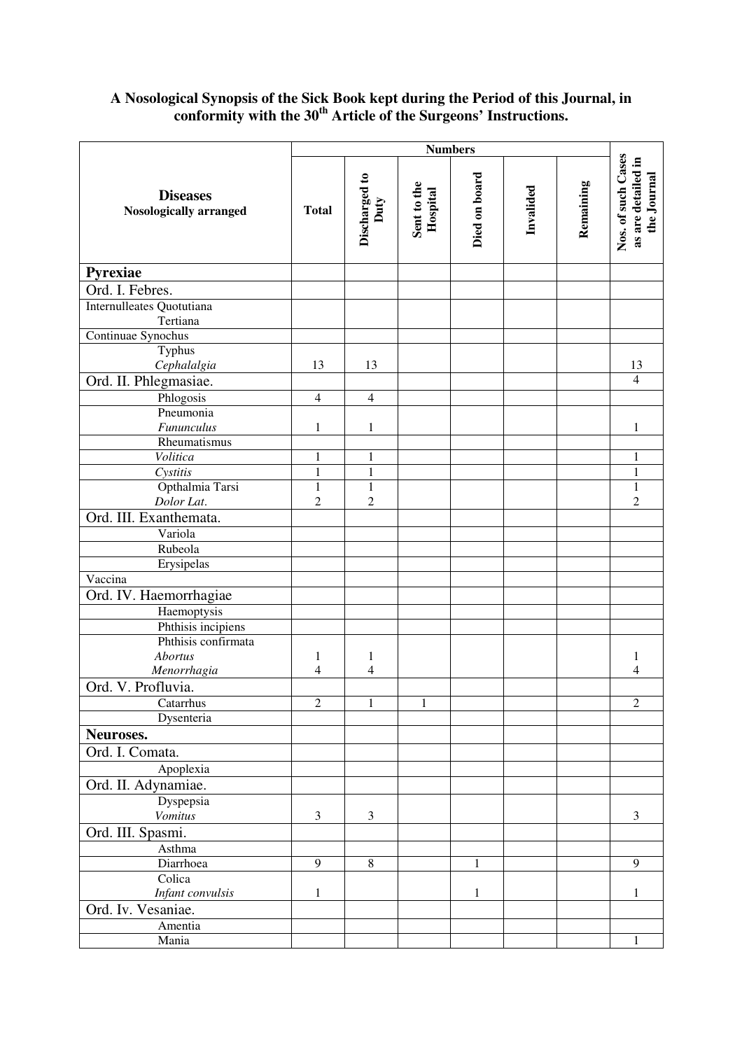### A Nosological Synopsis of the Sick Book kept during the Period of this Journal, in conformity with the 30th Article of the Surgeons' Instructions.

| Diseases Nosologically arranged | Numbers | | | | | | Nos. of such Cases as are detailed in the Journal |
|---|---|---|---|---|---|---|---|
| | Total | Discharged to Duty | Sent to the Hospital | Died on board | Invalided | Remaining | |
| **Pyrexiae** | | | | | | | |
| Ord. I. Febres. | | | | | | | |
| Internulleates Quotutiana<br>Tertiana | | | | | | | |
| Continuae Synochus | | | | | | | |
| Typhus<br>*Cephalalgia* | 13 | 13 | | | | | 13 |
| Ord. II. Phlegmasiae. | | | | | | | 4 |
| Phlogosis | 4 | 4 | | | | | |
| Pneumonia<br>*Fununculus* | 1 | 1 | | | | | 1 |
| Rheumatismus | | | | | | | |
| *Volitica* | 1 | 1 | | | | | 1 |
| *Cystitis* | 1 | 1 | | | | | 1 |
| Opthalmia Tarsi<br>*Dolor Lat.* | 1<br>2 | 1<br>2 | | | | | 1<br>2 |
| Ord. III. Exanthemata. | | | | | | | |
| Variola | | | | | | | |
| Rubeola | | | | | | | |
| Erysipelas | | | | | | | |
| Vaccina | | | | | | | |
| Ord. IV. Haemorrhagiae | | | | | | | |
| Haemoptysis | | | | | | | |
| Phthisis incipiens | | | | | | | |
| Phthisis confirmata<br>*Abortus*<br>*Menorrhagia* | 1<br>4 | 1<br>4 | | | | | 1<br>4 |
| Ord. V. Profluvia. | | | | | | | |
| Catarrhus | 2 | 1 | 1 | | | | 2 |
| Dysenteria | | | | | | | |
| **Neuroses.** | | | | | | | |
| Ord. I. Comata. | | | | | | | |
| Apoplexia | | | | | | | |
| Ord. II. Adynamiae. | | | | | | | |
| Dyspepsia<br>*Vomitus* | 3 | 3 | | | | | 3 |
| Ord. III. Spasmi. | | | | | | | |
| Asthma | | | | | | | |
| Diarrhoea | 9 | 8 | | 1 | | | 9 |
| Colica<br>*Infant convulsis* | 1 | | | 1 | | | 1 |
| Ord. Iv. Vesaniae. | | | | | | | |
| Amentia | | | | | | | |
| Mania | | | | | | | 1 |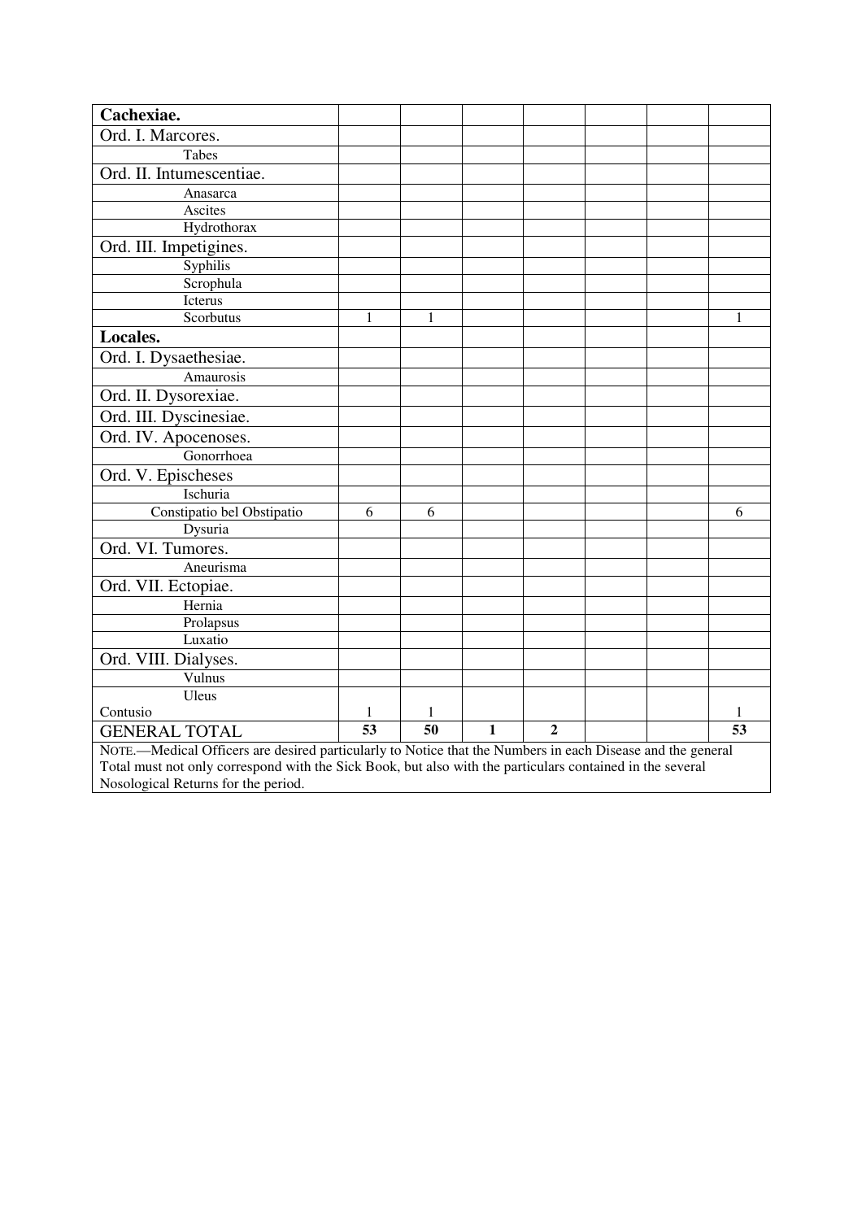| Cachexiae. | | | | | | | |
|---|---|---|---|---|---|---|---|
| Ord. I. Marcores. | | | | | | | |
| Tabes | | | | | | | |
| Ord. II. Intumescentiae. | | | | | | | |
| Anasarca | | | | | | | |
| Ascites | | | | | | | |
| Hydrothorax | | | | | | | |
| Ord. III. Impetigines. | | | | | | | |
| Syphilis | | | | | | | |
| Scrophula | | | | | | | |
| Icterus | | | | | | | |
| Scorbutus | 1 | 1 | | | | | 1 |
| **Locales.** | | | | | | | |
| Ord. I. Dysaethesiae. | | | | | | | |
| Amaurosis | | | | | | | |
| Ord. II. Dysorexiae. | | | | | | | |
| Ord. III. Dyscinesiae. | | | | | | | |
| Ord. IV. Apocenoses. | | | | | | | |
| Gonorrhoea | | | | | | | |
| Ord. V. Epischeses | | | | | | | |
| Ischuria | | | | | | | |
| Constipatio bel Obstipatio | 6 | 6 | | | | | 6 |
| Dysuria | | | | | | | |
| Ord. VI. Tumores. | | | | | | | |
| Aneurisma | | | | | | | |
| Ord. VII. Ectopiae. | | | | | | | |
| Hernia | | | | | | | |
| Prolapsus | | | | | | | |
| Luxatio | | | | | | | |
| Ord. VIII. Dialyses. | | | | | | | |
| Vulnus | | | | | | | |
| Uleus | | | | | | | |
| Contusio | 1 | 1 | | | | | 1 |
| GENERAL TOTAL | **53** | **50** | **1** | **2** | | | **53** |

NOTE.—Medical Officers are desired particularly to Notice that the Numbers in each Disease and the general Total must not only correspond with the Sick Book, but also with the particulars contained in the several Nosological Returns for the period.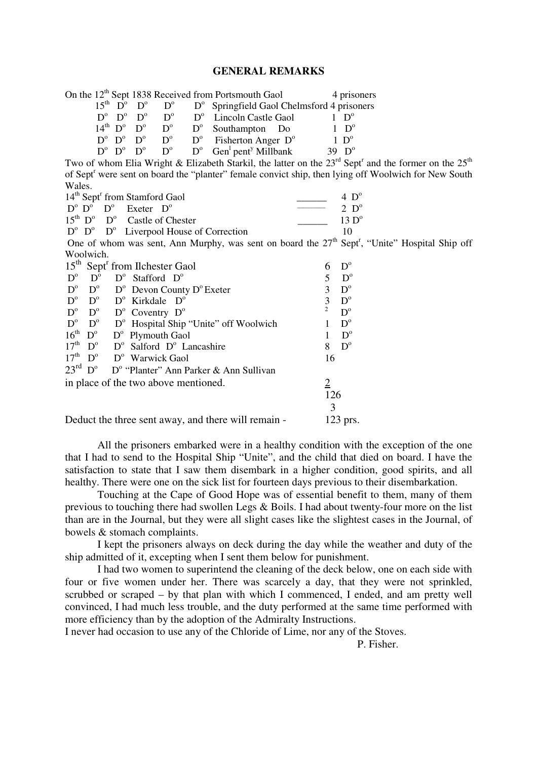## GENERAL REMARKS

On the 12th Sept 1838 Received from Portsmouth Gaol 4 prisoners
15th Do Do Do Do Springfield Gaol Chelmsford 4 prisoners
Do Do Do Do Do Lincoln Castle Gaol 1 Do
14th Do Do Do Do Southampton Do 1 Do
Do Do Do Do Do Fisherton Anger Do 1 Do
Do Do Do Do Do Genl penty Millbank 39 Do

Two of whom Elia Wright & Elizabeth Starkil, the latter on the 23rd Septr and the former on the 25th of Septr were sent on board the "planter" female convict ship, then lying off Woolwich for New South Wales.

14th Septr from Stamford Gaol ______ 4 Do
Do Do Do Exeter Do ______ 2 Do
15th Do Do Castle of Chester ______ 13 Do
Do Do Do Liverpool House of Correction 10

One of whom was sent, Ann Murphy, was sent on board the 27th Septr, "Unite" Hospital Ship off Woolwich.

15th Septr from Ilchester Gaol 6 Do
Do Do Do Stafford Do 5 Do
Do Do Do Devon County Do Exeter 3 Do
Do Do Do Kirkdale Do 3 Do
Do Do Do Coventry Do 2 Do
Do Do Do Hospital Ship "Unite" off Woolwich 1 Do
16th Do Do Plymouth Gaol 1 Do
17th Do Do Salford Do Lancashire 8 Do
17th Do Do Warwick Gaol 16
23rd Do Do "Planter" Ann Parker & Ann Sullivan
in place of the two above mentioned. 2
126
3
Deduct the three sent away, and there will remain - 123 prs.

All the prisoners embarked were in a healthy condition with the exception of the one that I had to send to the Hospital Ship "Unite", and the child that died on board. I have the satisfaction to state that I saw them disembark in a higher condition, good spirits, and all healthy. There were one on the sick list for fourteen days previous to their disembarkation.

Touching at the Cape of Good Hope was of essential benefit to them, many of them previous to touching there had swollen Legs & Boils. I had about twenty-four more on the list than are in the Journal, but they were all slight cases like the slightest cases in the Journal, of bowels & stomach complaints.

I kept the prisoners always on deck during the day while the weather and duty of the ship admitted of it, excepting when I sent them below for punishment.

I had two women to superintend the cleaning of the deck below, one on each side with four or five women under her. There was scarcely a day, that they were not sprinkled, scrubbed or scraped – by that plan with which I commenced, I ended, and am pretty well convinced, I had much less trouble, and the duty performed at the same time performed with more efficiency than by the adoption of the Admiralty Instructions.

I never had occasion to use any of the Chloride of Lime, nor any of the Stoves.

P. Fisher.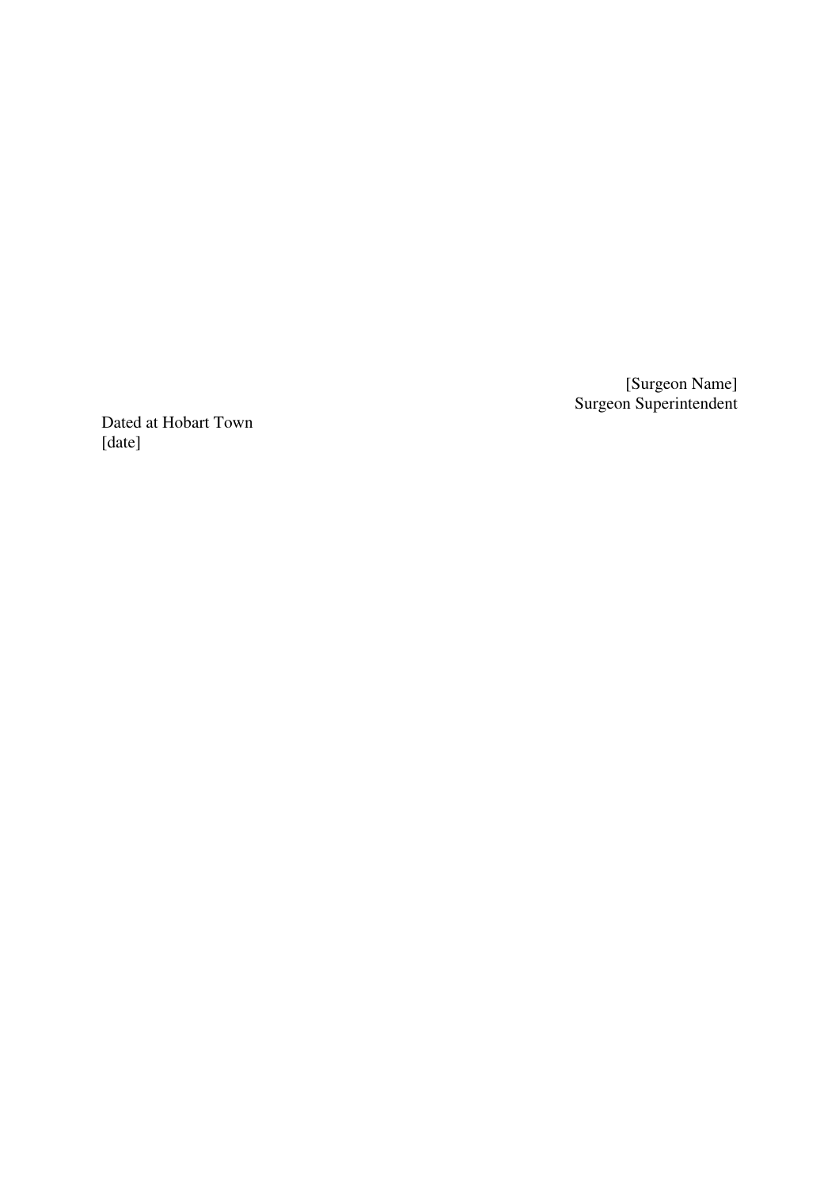[Surgeon Name]
Surgeon Superintendent

Dated at Hobart Town
[date]